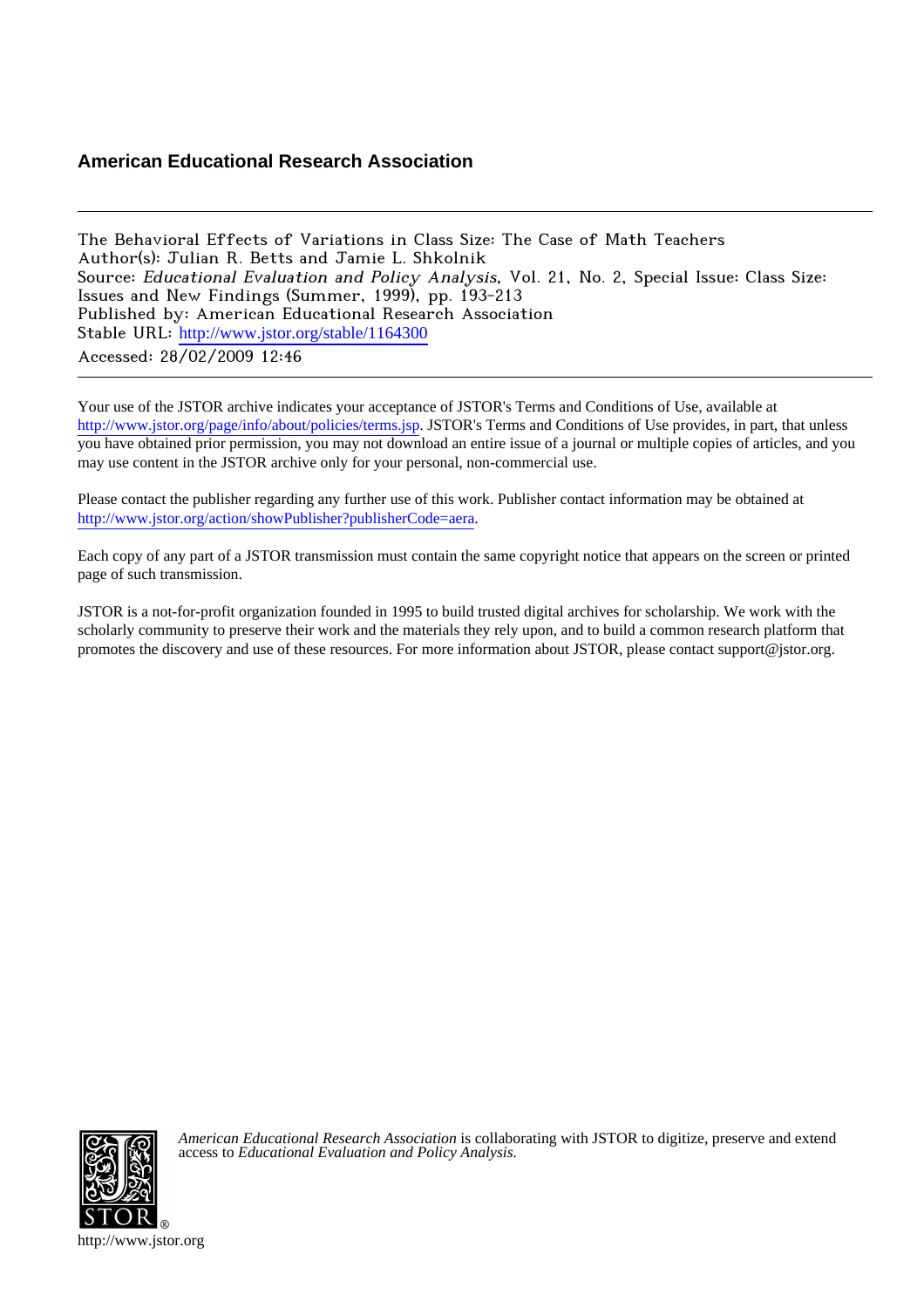# American Educational Research Association

The Behavioral Effects of Variations in Class Size: The Case of Math Teachers
Author(s): Julian R. Betts and Jamie L. Shkolnik
Source: *Educational Evaluation and Policy Analysis*, Vol. 21, No. 2, Special Issue: Class Size: Issues and New Findings (Summer, 1999), pp. 193-213
Published by: American Educational Research Association
Stable URL: http://www.jstor.org/stable/1164300
Accessed: 28/02/2009 12:46

Your use of the JSTOR archive indicates your acceptance of JSTOR's Terms and Conditions of Use, available at http://www.jstor.org/page/info/about/policies/terms.jsp. JSTOR's Terms and Conditions of Use provides, in part, that unless you have obtained prior permission, you may not download an entire issue of a journal or multiple copies of articles, and you may use content in the JSTOR archive only for your personal, non-commercial use.

Please contact the publisher regarding any further use of this work. Publisher contact information may be obtained at http://www.jstor.org/action/showPublisher?publisherCode=aera.

Each copy of any part of a JSTOR transmission must contain the same copyright notice that appears on the screen or printed page of such transmission.

JSTOR is a not-for-profit organization founded in 1995 to build trusted digital archives for scholarship. We work with the scholarly community to preserve their work and the materials they rely upon, and to build a common research platform that promotes the discovery and use of these resources. For more information about JSTOR, please contact support@jstor.org.

*American Educational Research Association* is collaborating with JSTOR to digitize, preserve and extend access to *Educational Evaluation and Policy Analysis.*

http://www.jstor.org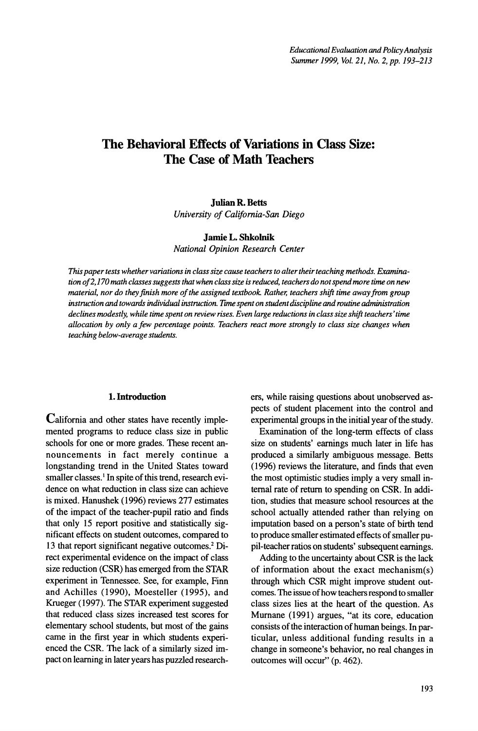# The Behavioral Effects of Variations in Class Size: The Case of Math Teachers

**Julian R. Betts**
*University of California-San Diego*

**Jamie L. Shkolnik**
*National Opinion Research Center*

*This paper tests whether variations in class size cause teachers to alter their teaching methods. Examination of 2,170 math classes suggests that when class size is reduced, teachers do not spend more time on new material, nor do they finish more of the assigned textbook. Rather, teachers shift time away from group instruction and towards individual instruction. Time spent on student discipline and routine administration declines modestly, while time spent on review rises. Even large reductions in class size shift teachers' time allocation by only a few percentage points. Teachers react more strongly to class size changes when teaching below-average students.*

## 1. Introduction

California and other states have recently implemented programs to reduce class size in public schools for one or more grades. These recent announcements in fact merely continue a longstanding trend in the United States toward smaller classes.[1] In spite of this trend, research evidence on what reduction in class size can achieve is mixed. Hanushek (1996) reviews 277 estimates of the impact of the teacher-pupil ratio and finds that only 15 report positive and statistically significant effects on student outcomes, compared to 13 that report significant negative outcomes.[2] Direct experimental evidence on the impact of class size reduction (CSR) has emerged from the STAR experiment in Tennessee. See, for example, Finn and Achilles (1990), Moesteller (1995), and Krueger (1997). The STAR experiment suggested that reduced class sizes increased test scores for elementary school students, but most of the gains came in the first year in which students experienced the CSR. The lack of a similarly sized impact on learning in later years has puzzled researchers, while raising questions about unobserved aspects of student placement into the control and experimental groups in the initial year of the study.

Examination of the long-term effects of class size on students' earnings much later in life has produced a similarly ambiguous message. Betts (1996) reviews the literature, and finds that even the most optimistic studies imply a very small internal rate of return to spending on CSR. In addition, studies that measure school resources at the school actually attended rather than relying on imputation based on a person's state of birth tend to produce smaller estimated effects of smaller pupil-teacher ratios on students' subsequent earnings.

Adding to the uncertainty about CSR is the lack of information about the exact mechanism(s) through which CSR might improve student outcomes. The issue of how teachers respond to smaller class sizes lies at the heart of the question. As Murnane (1991) argues, "at its core, education consists of the interaction of human beings. In particular, unless additional funding results in a change in someone's behavior, no real changes in outcomes will occur" (p. 462).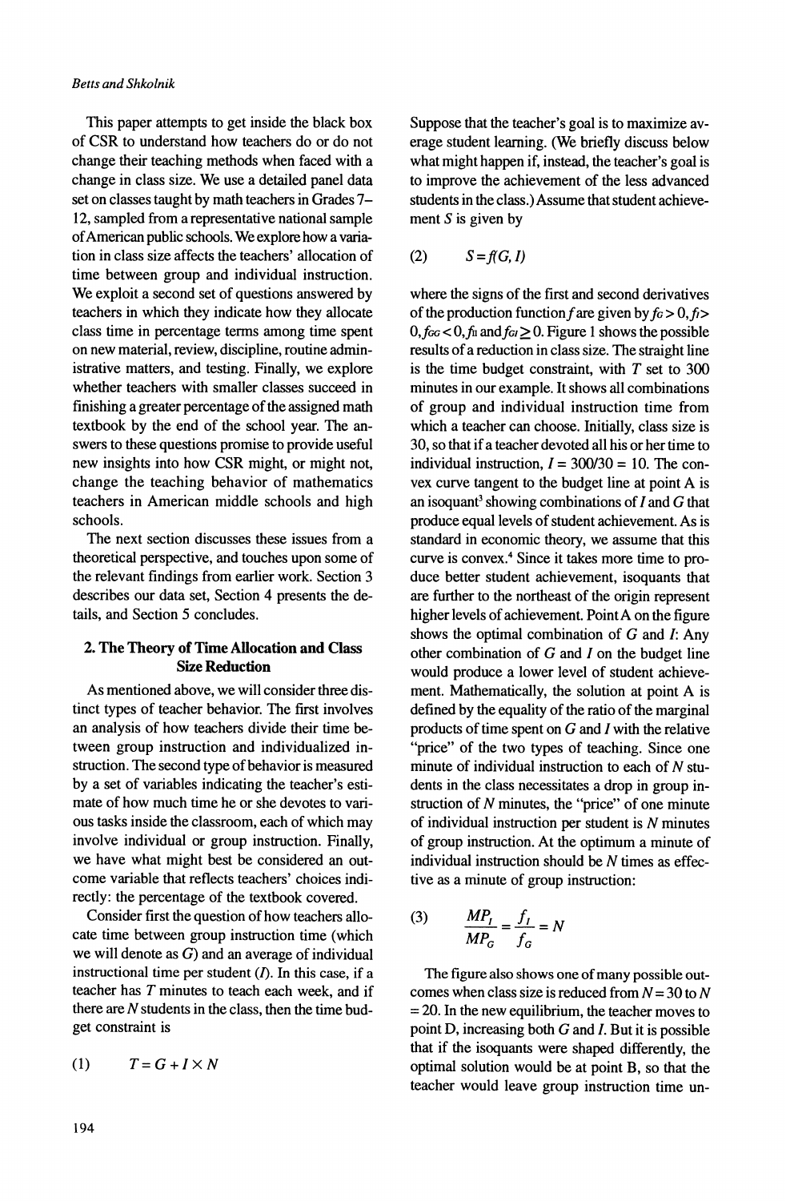This paper attempts to get inside the black box of CSR to understand how teachers do or do not change their teaching methods when faced with a change in class size. We use a detailed panel data set on classes taught by math teachers in Grades 7–12, sampled from a representative national sample of American public schools. We explore how a variation in class size affects the teachers' allocation of time between group and individual instruction. We exploit a second set of questions answered by teachers in which they indicate how they allocate class time in percentage terms among time spent on new material, review, discipline, routine administrative matters, and testing. Finally, we explore whether teachers with smaller classes succeed in finishing a greater percentage of the assigned math textbook by the end of the school year. The answers to these questions promise to provide useful new insights into how CSR might, or might not, change the teaching behavior of mathematics teachers in American middle schools and high schools.

The next section discusses these issues from a theoretical perspective, and touches upon some of the relevant findings from earlier work. Section 3 describes our data set, Section 4 presents the details, and Section 5 concludes.

## 2. The Theory of Time Allocation and Class Size Reduction

As mentioned above, we will consider three distinct types of teacher behavior. The first involves an analysis of how teachers divide their time between group instruction and individualized instruction. The second type of behavior is measured by a set of variables indicating the teacher's estimate of how much time he or she devotes to various tasks inside the classroom, each of which may involve individual or group instruction. Finally, we have what might best be considered an outcome variable that reflects teachers' choices indirectly: the percentage of the textbook covered.

Consider first the question of how teachers allocate time between group instruction time (which we will denote as $G$) and an average of individual instructional time per student ($I$). In this case, if a teacher has $T$ minutes to teach each week, and if there are $N$ students in the class, then the time budget constraint is

$$(1) \qquad T = G + I \times N$$

Suppose that the teacher's goal is to maximize average student learning. (We briefly discuss below what might happen if, instead, the teacher's goal is to improve the achievement of the less advanced students in the class.) Assume that student achievement $S$ is given by

$$(2) \qquad S = f(G, I)$$

where the signs of the first and second derivatives of the production function $f$ are given by $f_G > 0$, $f_I > 0$, $f_{GG} < 0$, $f_{II}$ and $f_{GI} \geq 0$. Figure 1 shows the possible results of a reduction in class size. The straight line is the time budget constraint, with $T$ set to 300 minutes in our example. It shows all combinations of group and individual instruction time from which a teacher can choose. Initially, class size is 30, so that if a teacher devoted all his or her time to individual instruction, $I = 300/30 = 10$. The convex curve tangent to the budget line at point A is an isoquant[3] showing combinations of $I$ and $G$ that produce equal levels of student achievement. As is standard in economic theory, we assume that this curve is convex.[4] Since it takes more time to produce better student achievement, isoquants that are further to the northeast of the origin represent higher levels of achievement. Point A on the figure shows the optimal combination of $G$ and $I$: Any other combination of $G$ and $I$ on the budget line would produce a lower level of student achievement. Mathematically, the solution at point A is defined by the equality of the ratio of the marginal products of time spent on $G$ and $I$ with the relative "price" of the two types of teaching. Since one minute of individual instruction to each of $N$ students in the class necessitates a drop in group instruction of $N$ minutes, the "price" of one minute of individual instruction per student is $N$ minutes of group instruction. At the optimum a minute of individual instruction should be $N$ times as effective as a minute of group instruction:

$$(3) \qquad \frac{MP_I}{MP_G} = \frac{f_I}{f_G} = N$$

The figure also shows one of many possible outcomes when class size is reduced from $N = 30$ to $N = 20$. In the new equilibrium, the teacher moves to point D, increasing both $G$ and $I$. But it is possible that if the isoquants were shaped differently, the optimal solution would be at point B, so that the teacher would leave group instruction time un-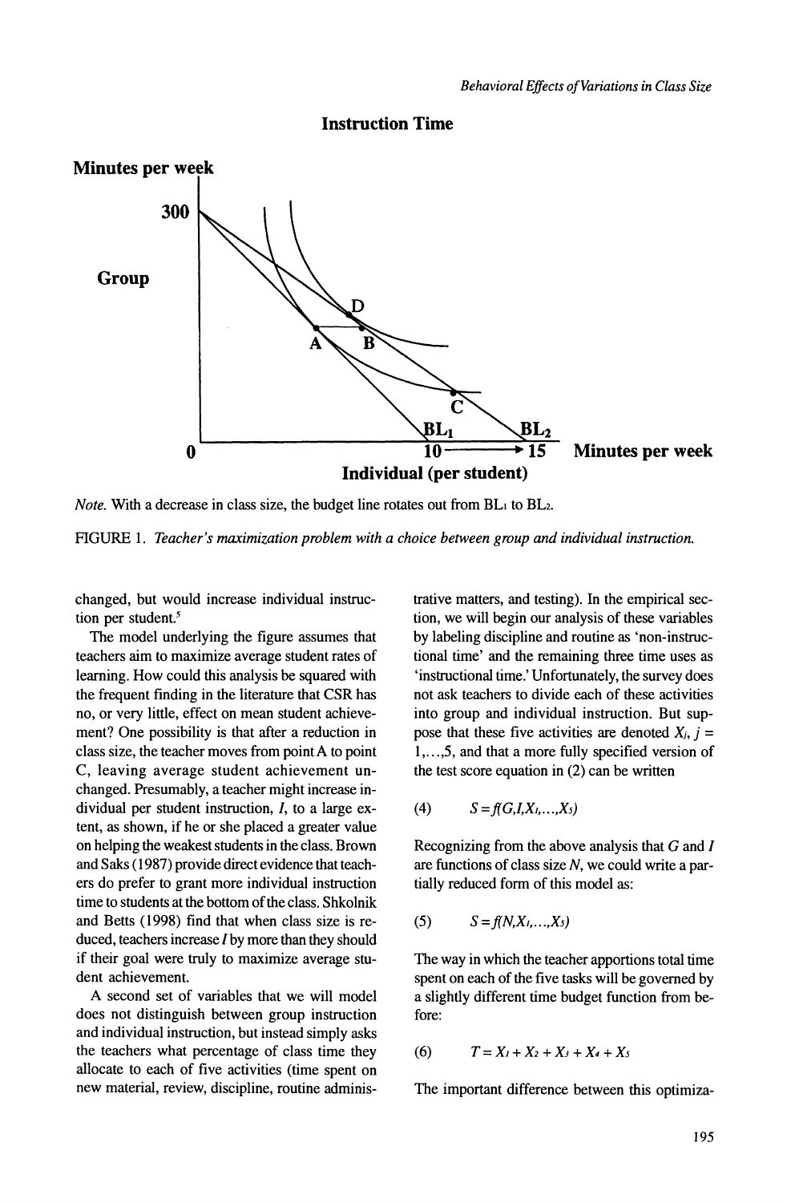**Instruction Time**

Minutes per week

Group

300

0

A B C D

$BL_1$ $BL_2$

10 → 15 Minutes per week

Individual (per student)

*Note.* With a decrease in class size, the budget line rotates out from $BL_1$ to $BL_2$.

FIGURE 1. *Teacher's maximization problem with a choice between group and individual instruction.*

changed, but would increase individual instruction per student.[5]

The model underlying the figure assumes that teachers aim to maximize average student rates of learning. How could this analysis be squared with the frequent finding in the literature that CSR has no, or very little, effect on mean student achievement? One possibility is that after a reduction in class size, the teacher moves from point A to point C, leaving average student achievement unchanged. Presumably, a teacher might increase individual per student instruction, $I$, to a large extent, as shown, if he or she placed a greater value on helping the weakest students in the class. Brown and Saks (1987) provide direct evidence that teachers do prefer to grant more individual instruction time to students at the bottom of the class. Shkolnik and Betts (1998) find that when class size is reduced, teachers increase $I$ by more than they should if their goal were truly to maximize average student achievement.

A second set of variables that we will model does not distinguish between group instruction and individual instruction, but instead simply asks the teachers what percentage of class time they allocate to each of five activities (time spent on new material, review, discipline, routine administrative matters, and testing). In the empirical section, we will begin our analysis of these variables by labeling discipline and routine as 'non-instructional time' and the remaining three time uses as 'instructional time.' Unfortunately, the survey does not ask teachers to divide each of these activities into group and individual instruction. But suppose that these five activities are denoted $X_j$, $j = 1,\ldots,5$, and that a more fully specified version of the test score equation in (2) can be written

$$S = f(G, I, X_1, \ldots, X_5) \tag{4}$$

Recognizing from the above analysis that $G$ and $I$ are functions of class size $N$, we could write a partially reduced form of this model as:

$$S = f(N, X_1, \ldots, X_5) \tag{5}$$

The way in which the teacher apportions total time spent on each of the five tasks will be governed by a slightly different time budget function from before:

$$T = X_1 + X_2 + X_3 + X_4 + X_5 \tag{6}$$

The important difference between this optimiza-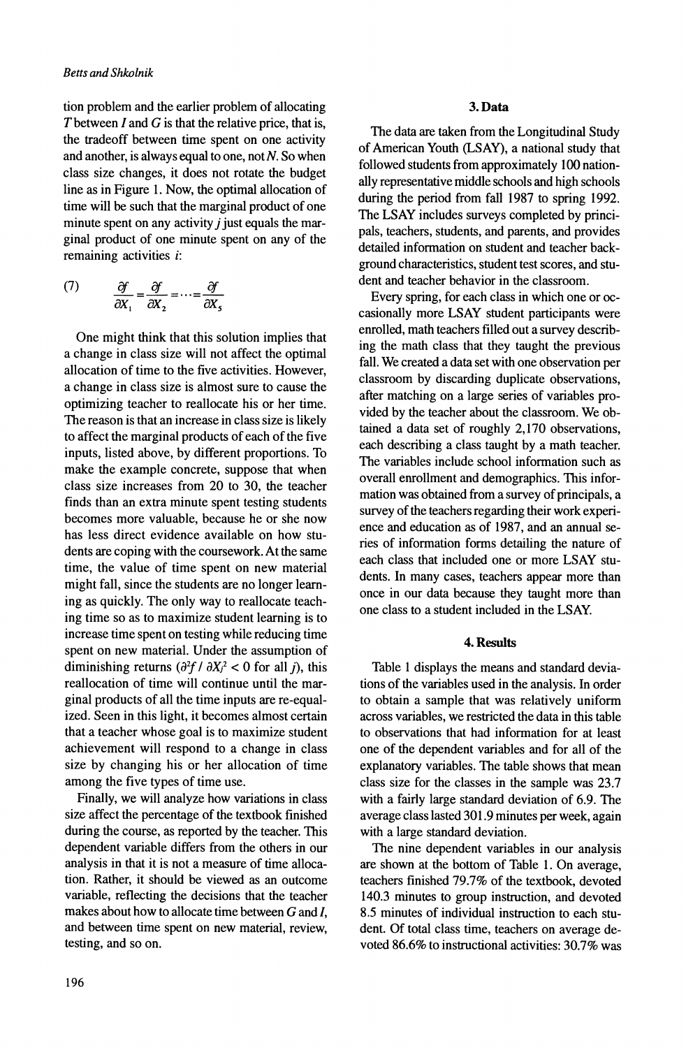tion problem and the earlier problem of allocating $T$ between $I$ and $G$ is that the relative price, that is, the tradeoff between time spent on one activity and another, is always equal to one, not $N$. So when class size changes, it does not rotate the budget line as in Figure 1. Now, the optimal allocation of time will be such that the marginal product of one minute spent on any activity $j$ just equals the marginal product of one minute spent on any of the remaining activities $i$:

$$(7) \quad \frac{\partial f}{\partial X_1} = \frac{\partial f}{\partial X_2} = \cdots = \frac{\partial f}{\partial X_5}$$

One might think that this solution implies that a change in class size will not affect the optimal allocation of time to the five activities. However, a change in class size is almost sure to cause the optimizing teacher to reallocate his or her time. The reason is that an increase in class size is likely to affect the marginal products of each of the five inputs, listed above, by different proportions. To make the example concrete, suppose that when class size increases from 20 to 30, the teacher finds than an extra minute spent testing students becomes more valuable, because he or she now has less direct evidence available on how students are coping with the coursework. At the same time, the value of time spent on new material might fall, since the students are no longer learning as quickly. The only way to reallocate teaching time so as to maximize student learning is to increase time spent on testing while reducing time spent on new material. Under the assumption of diminishing returns ($\partial^2 f / \partial X_j^2 < 0$ for all $j$), this reallocation of time will continue until the marginal products of all the time inputs are re-equalized. Seen in this light, it becomes almost certain that a teacher whose goal is to maximize student achievement will respond to a change in class size by changing his or her allocation of time among the five types of time use.

Finally, we will analyze how variations in class size affect the percentage of the textbook finished during the course, as reported by the teacher. This dependent variable differs from the others in our analysis in that it is not a measure of time allocation. Rather, it should be viewed as an outcome variable, reflecting the decisions that the teacher makes about how to allocate time between $G$ and $I$, and between time spent on new material, review, testing, and so on.

## 3. Data

The data are taken from the Longitudinal Study of American Youth (LSAY), a national study that followed students from approximately 100 nationally representative middle schools and high schools during the period from fall 1987 to spring 1992. The LSAY includes surveys completed by principals, teachers, students, and parents, and provides detailed information on student and teacher background characteristics, student test scores, and student and teacher behavior in the classroom.

Every spring, for each class in which one or occasionally more LSAY student participants were enrolled, math teachers filled out a survey describing the math class that they taught the previous fall. We created a data set with one observation per classroom by discarding duplicate observations, after matching on a large series of variables provided by the teacher about the classroom. We obtained a data set of roughly 2,170 observations, each describing a class taught by a math teacher. The variables include school information such as overall enrollment and demographics. This information was obtained from a survey of principals, a survey of the teachers regarding their work experience and education as of 1987, and an annual series of information forms detailing the nature of each class that included one or more LSAY students. In many cases, teachers appear more than once in our data because they taught more than one class to a student included in the LSAY.

## 4. Results

Table 1 displays the means and standard deviations of the variables used in the analysis. In order to obtain a sample that was relatively uniform across variables, we restricted the data in this table to observations that had information for at least one of the dependent variables and for all of the explanatory variables. The table shows that mean class size for the classes in the sample was 23.7 with a fairly large standard deviation of 6.9. The average class lasted 301.9 minutes per week, again with a large standard deviation.

The nine dependent variables in our analysis are shown at the bottom of Table 1. On average, teachers finished 79.7% of the textbook, devoted 140.3 minutes to group instruction, and devoted 8.5 minutes of individual instruction to each student. Of total class time, teachers on average devoted 86.6% to instructional activities: 30.7% was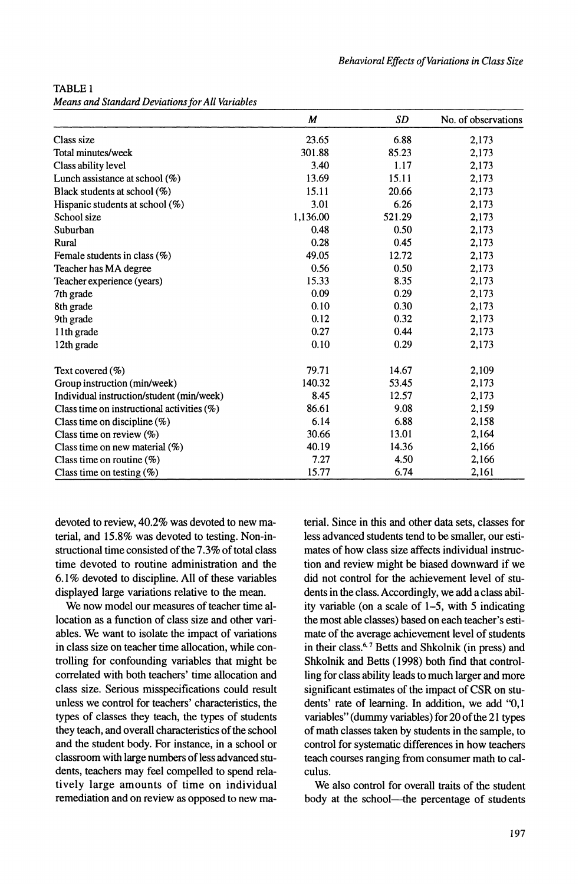TABLE 1
*Means and Standard Deviations for All Variables*

| | *M* | *SD* | No. of observations |
|---|---|---|---|
| Class size | 23.65 | 6.88 | 2,173 |
| Total minutes/week | 301.88 | 85.23 | 2,173 |
| Class ability level | 3.40 | 1.17 | 2,173 |
| Lunch assistance at school (%) | 13.69 | 15.11 | 2,173 |
| Black students at school (%) | 15.11 | 20.66 | 2,173 |
| Hispanic students at school (%) | 3.01 | 6.26 | 2,173 |
| School size | 1,136.00 | 521.29 | 2,173 |
| Suburban | 0.48 | 0.50 | 2,173 |
| Rural | 0.28 | 0.45 | 2,173 |
| Female students in class (%) | 49.05 | 12.72 | 2,173 |
| Teacher has MA degree | 0.56 | 0.50 | 2,173 |
| Teacher experience (years) | 15.33 | 8.35 | 2,173 |
| 7th grade | 0.09 | 0.29 | 2,173 |
| 8th grade | 0.10 | 0.30 | 2,173 |
| 9th grade | 0.12 | 0.32 | 2,173 |
| 11th grade | 0.27 | 0.44 | 2,173 |
| 12th grade | 0.10 | 0.29 | 2,173 |
| Text covered (%) | 79.71 | 14.67 | 2,109 |
| Group instruction (min/week) | 140.32 | 53.45 | 2,173 |
| Individual instruction/student (min/week) | 8.45 | 12.57 | 2,173 |
| Class time on instructional activities (%) | 86.61 | 9.08 | 2,159 |
| Class time on discipline (%) | 6.14 | 6.88 | 2,158 |
| Class time on review (%) | 30.66 | 13.01 | 2,164 |
| Class time on new material (%) | 40.19 | 14.36 | 2,166 |
| Class time on routine (%) | 7.27 | 4.50 | 2,166 |
| Class time on testing (%) | 15.77 | 6.74 | 2,161 |

devoted to review, 40.2% was devoted to new material, and 15.8% was devoted to testing. Non-instructional time consisted of the 7.3% of total class time devoted to routine administration and the 6.1% devoted to discipline. All of these variables displayed large variations relative to the mean.

We now model our measures of teacher time allocation as a function of class size and other variables. We want to isolate the impact of variations in class size on teacher time allocation, while controlling for confounding variables that might be correlated with both teachers' time allocation and class size. Serious misspecifications could result unless we control for teachers' characteristics, the types of classes they teach, the types of students they teach, and overall characteristics of the school and the student body. For instance, in a school or classroom with large numbers of less advanced students, teachers may feel compelled to spend relatively large amounts of time on individual remediation and on review as opposed to new material. Since in this and other data sets, classes for less advanced students tend to be smaller, our estimates of how class size affects individual instruction and review might be biased downward if we did not control for the achievement level of students in the class. Accordingly, we add a class ability variable (on a scale of 1–5, with 5 indicating the most able classes) based on each teacher's estimate of the average achievement level of students in their class.[6, 7] Betts and Shkolnik (in press) and Shkolnik and Betts (1998) both find that controlling for class ability leads to much larger and more significant estimates of the impact of CSR on students' rate of learning. In addition, we add "0,1 variables" (dummy variables) for 20 of the 21 types of math classes taken by students in the sample, to control for systematic differences in how teachers teach courses ranging from consumer math to calculus.

We also control for overall traits of the student body at the school—the percentage of students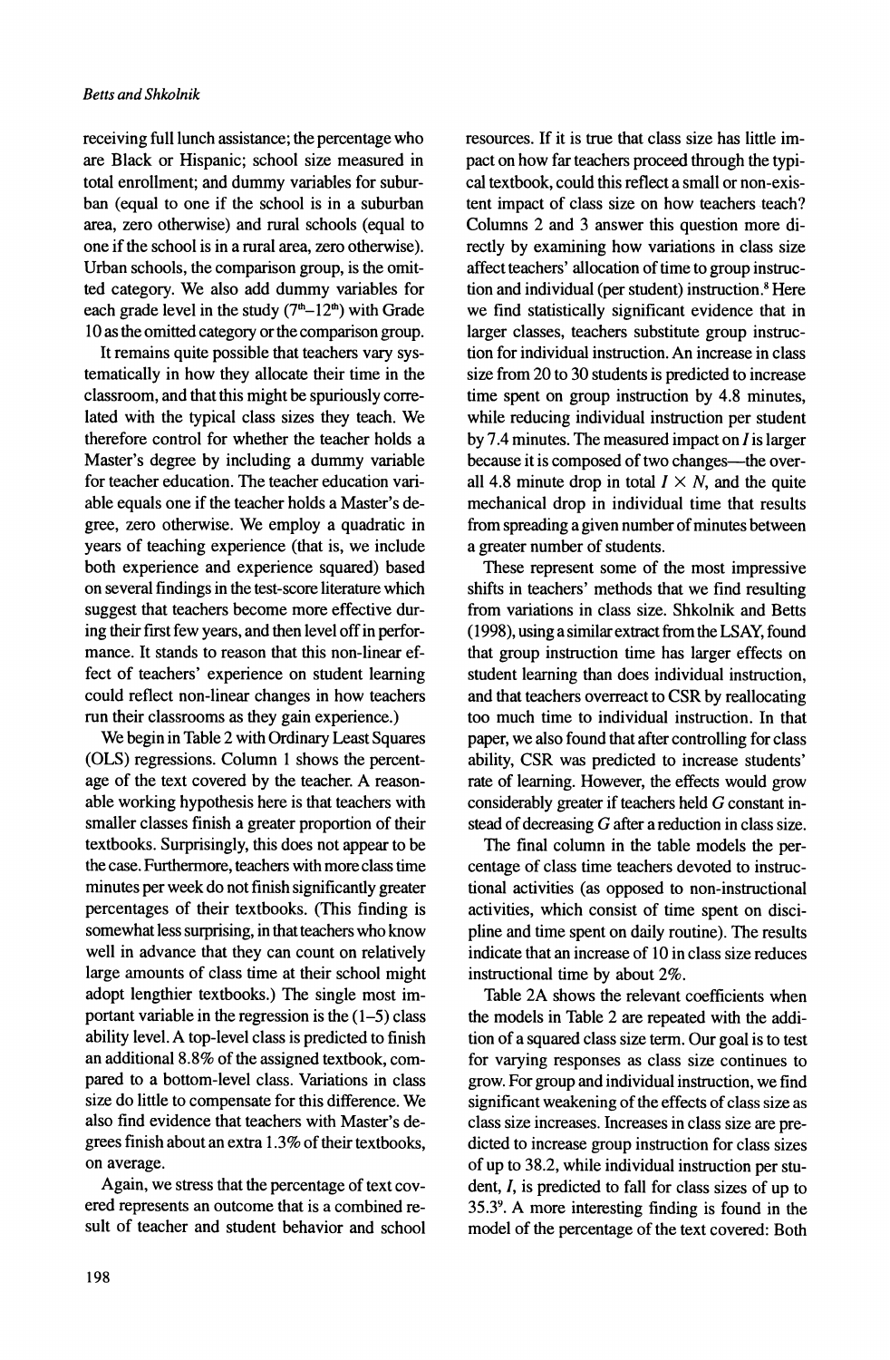receiving full lunch assistance; the percentage who are Black or Hispanic; school size measured in total enrollment; and dummy variables for suburban (equal to one if the school is in a suburban area, zero otherwise) and rural schools (equal to one if the school is in a rural area, zero otherwise). Urban schools, the comparison group, is the omitted category. We also add dummy variables for each grade level in the study ($7^{th}$–$12^{th}$) with Grade 10 as the omitted category or the comparison group.

It remains quite possible that teachers vary systematically in how they allocate their time in the classroom, and that this might be spuriously correlated with the typical class sizes they teach. We therefore control for whether the teacher holds a Master's degree by including a dummy variable for teacher education. The teacher education variable equals one if the teacher holds a Master's degree, zero otherwise. We employ a quadratic in years of teaching experience (that is, we include both experience and experience squared) based on several findings in the test-score literature which suggest that teachers become more effective during their first few years, and then level off in performance. It stands to reason that this non-linear effect of teachers' experience on student learning could reflect non-linear changes in how teachers run their classrooms as they gain experience.)

We begin in Table 2 with Ordinary Least Squares (OLS) regressions. Column 1 shows the percentage of the text covered by the teacher. A reasonable working hypothesis here is that teachers with smaller classes finish a greater proportion of their textbooks. Surprisingly, this does not appear to be the case. Furthermore, teachers with more class time minutes per week do not finish significantly greater percentages of their textbooks. (This finding is somewhat less surprising, in that teachers who know well in advance that they can count on relatively large amounts of class time at their school might adopt lengthier textbooks.) The single most important variable in the regression is the (1–5) class ability level. A top-level class is predicted to finish an additional 8.8% of the assigned textbook, compared to a bottom-level class. Variations in class size do little to compensate for this difference. We also find evidence that teachers with Master's degrees finish about an extra 1.3% of their textbooks, on average.

Again, we stress that the percentage of text covered represents an outcome that is a combined result of teacher and student behavior and school resources. If it is true that class size has little impact on how far teachers proceed through the typical textbook, could this reflect a small or non-existent impact of class size on how teachers teach? Columns 2 and 3 answer this question more directly by examining how variations in class size affect teachers' allocation of time to group instruction and individual (per student) instruction.[8] Here we find statistically significant evidence that in larger classes, teachers substitute group instruction for individual instruction. An increase in class size from 20 to 30 students is predicted to increase time spent on group instruction by 4.8 minutes, while reducing individual instruction per student by 7.4 minutes. The measured impact on $I$ is larger because it is composed of two changes—the overall 4.8 minute drop in total $I \times N$, and the quite mechanical drop in individual time that results from spreading a given number of minutes between a greater number of students.

These represent some of the most impressive shifts in teachers' methods that we find resulting from variations in class size. Shkolnik and Betts (1998), using a similar extract from the LSAY, found that group instruction time has larger effects on student learning than does individual instruction, and that teachers overreact to CSR by reallocating too much time to individual instruction. In that paper, we also found that after controlling for class ability, CSR was predicted to increase students' rate of learning. However, the effects would grow considerably greater if teachers held $G$ constant instead of decreasing $G$ after a reduction in class size.

The final column in the table models the percentage of class time teachers devoted to instructional activities (as opposed to non-instructional activities, which consist of time spent on discipline and time spent on daily routine). The results indicate that an increase of 10 in class size reduces instructional time by about 2%.

Table 2A shows the relevant coefficients when the models in Table 2 are repeated with the addition of a squared class size term. Our goal is to test for varying responses as class size continues to grow. For group and individual instruction, we find significant weakening of the effects of class size as class size increases. Increases in class size are predicted to increase group instruction for class sizes of up to 38.2, while individual instruction per student, $I$, is predicted to fall for class sizes of up to 35.3[9]. A more interesting finding is found in the model of the percentage of the text covered: Both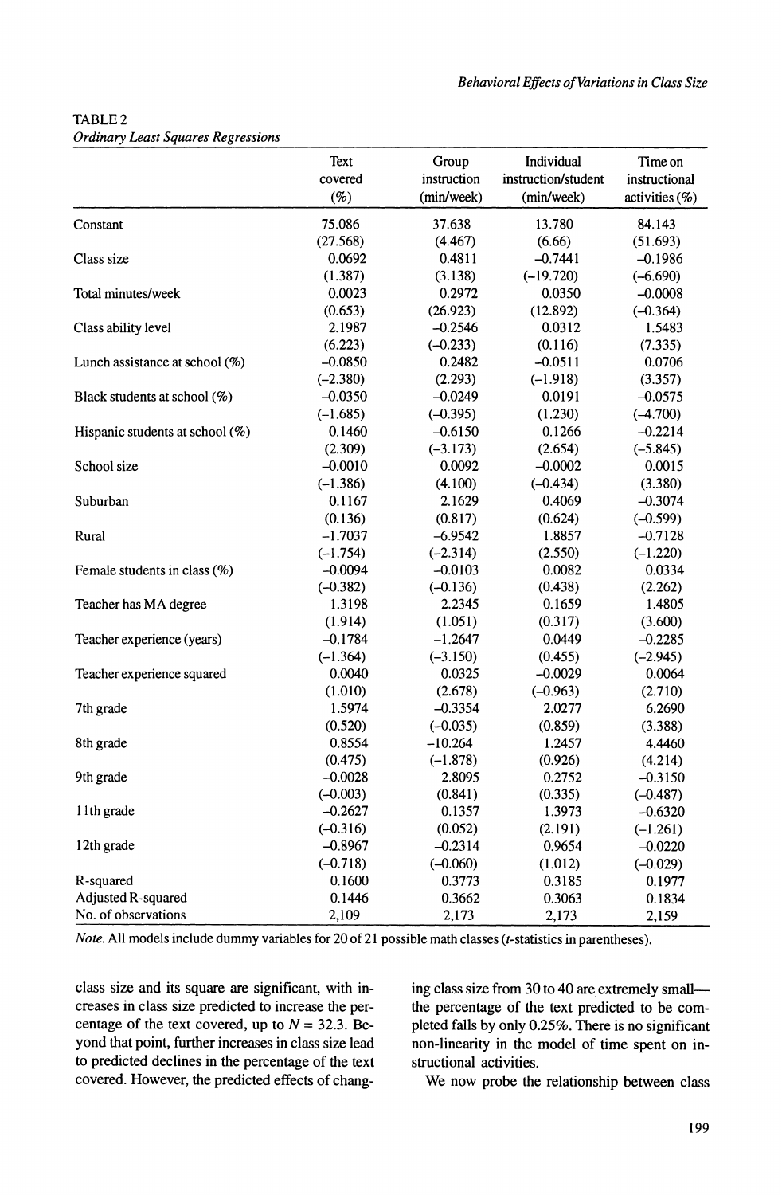TABLE 2
*Ordinary Least Squares Regressions*

| | Text covered (%) | Group instruction (min/week) | Individual instruction/student (min/week) | Time on instructional activities (%) |
|---|---|---|---|---|
| Constant | 75.086 | 37.638 | 13.780 | 84.143 |
| | (27.568) | (4.467) | (6.66) | (51.693) |
| Class size | 0.0692 | 0.4811 | –0.7441 | –0.1986 |
| | (1.387) | (3.138) | (–19.720) | (–6.690) |
| Total minutes/week | 0.0023 | 0.2972 | 0.0350 | –0.0008 |
| | (0.653) | (26.923) | (12.892) | (–0.364) |
| Class ability level | 2.1987 | –0.2546 | 0.0312 | 1.5483 |
| | (6.223) | (–0.233) | (0.116) | (7.335) |
| Lunch assistance at school (%) | –0.0850 | 0.2482 | –0.0511 | 0.0706 |
| | (–2.380) | (2.293) | (–1.918) | (3.357) |
| Black students at school (%) | –0.0350 | –0.0249 | 0.0191 | –0.0575 |
| | (–1.685) | (–0.395) | (1.230) | (–4.700) |
| Hispanic students at school (%) | 0.1460 | –0.6150 | 0.1266 | –0.2214 |
| | (2.309) | (–3.173) | (2.654) | (–5.845) |
| School size | –0.0010 | 0.0092 | –0.0002 | 0.0015 |
| | (–1.386) | (4.100) | (–0.434) | (3.380) |
| Suburban | 0.1167 | 2.1629 | 0.4069 | –0.3074 |
| | (0.136) | (0.817) | (0.624) | (–0.599) |
| Rural | –1.7037 | –6.9542 | 1.8857 | –0.7128 |
| | (–1.754) | (–2.314) | (2.550) | (–1.220) |
| Female students in class (%) | –0.0094 | –0.0103 | 0.0082 | 0.0334 |
| | (–0.382) | (–0.136) | (0.438) | (2.262) |
| Teacher has MA degree | 1.3198 | 2.2345 | 0.1659 | 1.4805 |
| | (1.914) | (1.051) | (0.317) | (3.600) |
| Teacher experience (years) | –0.1784 | –1.2647 | 0.0449 | –0.2285 |
| | (–1.364) | (–3.150) | (0.455) | (–2.945) |
| Teacher experience squared | 0.0040 | 0.0325 | –0.0029 | 0.0064 |
| | (1.010) | (2.678) | (–0.963) | (2.710) |
| 7th grade | 1.5974 | –0.3354 | 2.0277 | 6.2690 |
| | (0.520) | (–0.035) | (0.859) | (3.388) |
| 8th grade | 0.8554 | –10.264 | 1.2457 | 4.4460 |
| | (0.475) | (–1.878) | (0.926) | (4.214) |
| 9th grade | –0.0028 | 2.8095 | 0.2752 | –0.3150 |
| | (–0.003) | (0.841) | (0.335) | (–0.487) |
| 11th grade | –0.2627 | 0.1357 | 1.3973 | –0.6320 |
| | (–0.316) | (0.052) | (2.191) | (–1.261) |
| 12th grade | –0.8967 | –0.2314 | 0.9654 | –0.0220 |
| | (–0.718) | (–0.060) | (1.012) | (–0.029) |
| R-squared | 0.1600 | 0.3773 | 0.3185 | 0.1977 |
| Adjusted R-squared | 0.1446 | 0.3662 | 0.3063 | 0.1834 |
| No. of observations | 2,109 | 2,173 | 2,173 | 2,159 |

*Note.* All models include dummy variables for 20 of 21 possible math classes (*t*-statistics in parentheses).

class size and its square are significant, with increases in class size predicted to increase the percentage of the text covered, up to $N = 32.3$. Beyond that point, further increases in class size lead to predicted declines in the percentage of the text covered. However, the predicted effects of changing class size from 30 to 40 are extremely small—the percentage of the text predicted to be completed falls by only 0.25%. There is no significant non-linearity in the model of time spent on instructional activities.

We now probe the relationship between class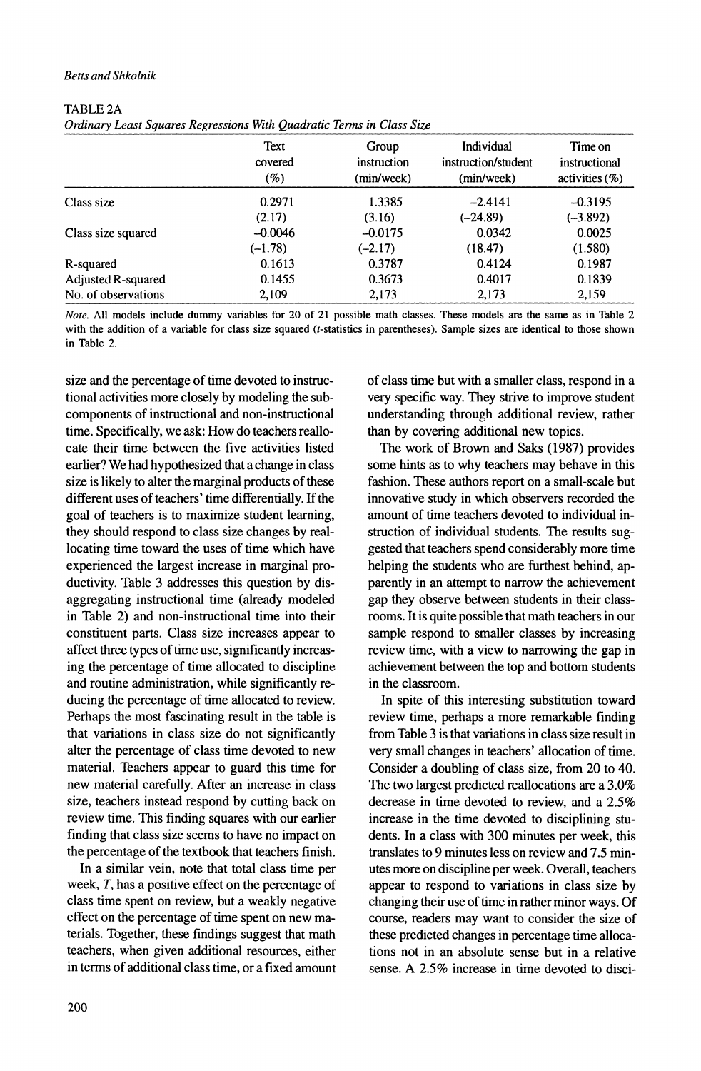TABLE 2A

*Ordinary Least Squares Regressions With Quadratic Terms in Class Size*

| | Text covered (%) | Group instruction (min/week) | Individual instruction/student (min/week) | Time on instructional activities (%) |
|---|---|---|---|---|
| Class size | 0.2971 | 1.3385 | −2.4141 | −0.3195 |
| | (2.17) | (3.16) | (−24.89) | (−3.892) |
| Class size squared | −0.0046 | −0.0175 | 0.0342 | 0.0025 |
| | (−1.78) | (−2.17) | (18.47) | (1.580) |
| R-squared | 0.1613 | 0.3787 | 0.4124 | 0.1987 |
| Adjusted R-squared | 0.1455 | 0.3673 | 0.4017 | 0.1839 |
| No. of observations | 2,109 | 2,173 | 2,173 | 2,159 |

*Note.* All models include dummy variables for 20 of 21 possible math classes. These models are the same as in Table 2 with the addition of a variable for class size squared (*t*-statistics in parentheses). Sample sizes are identical to those shown in Table 2.

size and the percentage of time devoted to instructional activities more closely by modeling the subcomponents of instructional and non-instructional time. Specifically, we ask: How do teachers reallocate their time between the five activities listed earlier? We had hypothesized that a change in class size is likely to alter the marginal products of these different uses of teachers' time differentially. If the goal of teachers is to maximize student learning, they should respond to class size changes by reallocating time toward the uses of time which have experienced the largest increase in marginal productivity. Table 3 addresses this question by disaggregating instructional time (already modeled in Table 2) and non-instructional time into their constituent parts. Class size increases appear to affect three types of time use, significantly increasing the percentage of time allocated to discipline and routine administration, while significantly reducing the percentage of time allocated to review. Perhaps the most fascinating result in the table is that variations in class size do not significantly alter the percentage of class time devoted to new material. Teachers appear to guard this time for new material carefully. After an increase in class size, teachers instead respond by cutting back on review time. This finding squares with our earlier finding that class size seems to have no impact on the percentage of the textbook that teachers finish.

In a similar vein, note that total class time per week, $T$, has a positive effect on the percentage of class time spent on review, but a weakly negative effect on the percentage of time spent on new materials. Together, these findings suggest that math teachers, when given additional resources, either in terms of additional class time, or a fixed amount of class time but with a smaller class, respond in a very specific way. They strive to improve student understanding through additional review, rather than by covering additional new topics.

The work of Brown and Saks (1987) provides some hints as to why teachers may behave in this fashion. These authors report on a small-scale but innovative study in which observers recorded the amount of time teachers devoted to individual instruction of individual students. The results suggested that teachers spend considerably more time helping the students who are furthest behind, apparently in an attempt to narrow the achievement gap they observe between students in their classrooms. It is quite possible that math teachers in our sample respond to smaller classes by increasing review time, with a view to narrowing the gap in achievement between the top and bottom students in the classroom.

In spite of this interesting substitution toward review time, perhaps a more remarkable finding from Table 3 is that variations in class size result in very small changes in teachers' allocation of time. Consider a doubling of class size, from 20 to 40. The two largest predicted reallocations are a 3.0% decrease in time devoted to review, and a 2.5% increase in the time devoted to disciplining students. In a class with 300 minutes per week, this translates to 9 minutes less on review and 7.5 minutes more on discipline per week. Overall, teachers appear to respond to variations in class size by changing their use of time in rather minor ways. Of course, readers may want to consider the size of these predicted changes in percentage time allocations not in an absolute sense but in a relative sense. A 2.5% increase in time devoted to disci-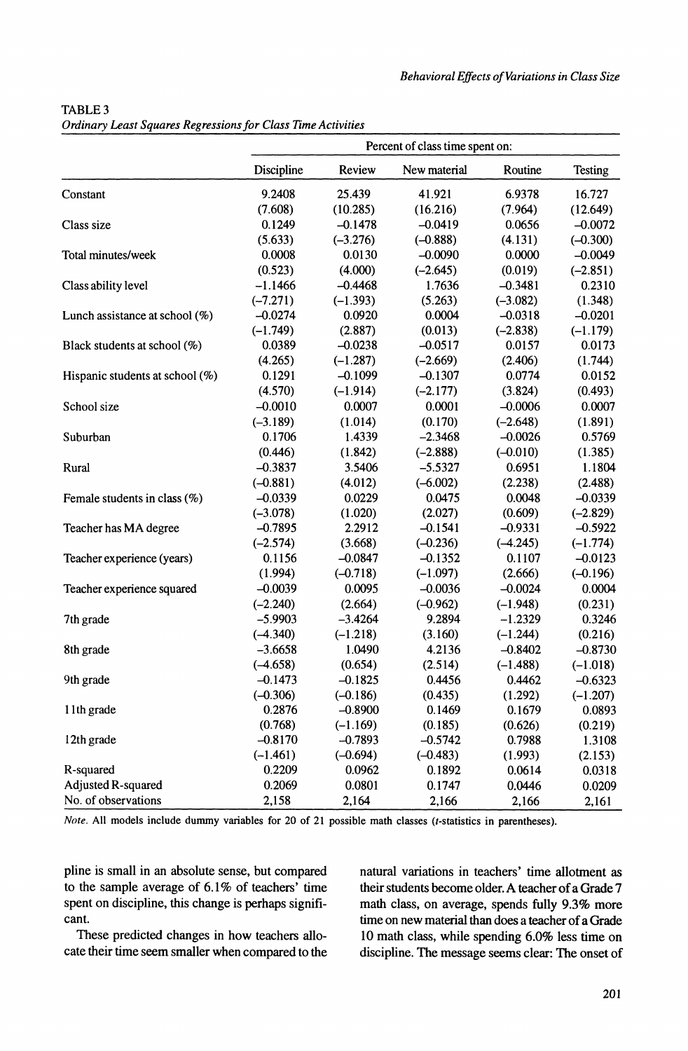TABLE 3
*Ordinary Least Squares Regressions for Class Time Activities*

| | Percent of class time spent on: | | | | |
|---|---|---|---|---|---|
| | Discipline | Review | New material | Routine | Testing |
| Constant | 9.2408 | 25.439 | 41.921 | 6.9378 | 16.727 |
| | (7.608) | (10.285) | (16.216) | (7.964) | (12.649) |
| Class size | 0.1249 | −0.1478 | −0.0419 | 0.0656 | −0.0072 |
| | (5.633) | (−3.276) | (−0.888) | (4.131) | (−0.300) |
| Total minutes/week | 0.0008 | 0.0130 | −0.0090 | 0.0000 | −0.0049 |
| | (0.523) | (4.000) | (−2.645) | (0.019) | (−2.851) |
| Class ability level | −1.1466 | −0.4468 | 1.7636 | −0.3481 | 0.2310 |
| | (−7.271) | (−1.393) | (5.263) | (−3.082) | (1.348) |
| Lunch assistance at school (%) | −0.0274 | 0.0920 | 0.0004 | −0.0318 | −0.0201 |
| | (−1.749) | (2.887) | (0.013) | (−2.838) | (−1.179) |
| Black students at school (%) | 0.0389 | −0.0238 | −0.0517 | 0.0157 | 0.0173 |
| | (4.265) | (−1.287) | (−2.669) | (2.406) | (1.744) |
| Hispanic students at school (%) | 0.1291 | −0.1099 | −0.1307 | 0.0774 | 0.0152 |
| | (4.570) | (−1.914) | (−2.177) | (3.824) | (0.493) |
| School size | −0.0010 | 0.0007 | 0.0001 | −0.0006 | 0.0007 |
| | (−3.189) | (1.014) | (0.170) | (−2.648) | (1.891) |
| Suburban | 0.1706 | 1.4339 | −2.3468 | −0.0026 | 0.5769 |
| | (0.446) | (1.842) | (−2.888) | (−0.010) | (1.385) |
| Rural | −0.3837 | 3.5406 | −5.5327 | 0.6951 | 1.1804 |
| | (−0.881) | (4.012) | (−6.002) | (2.238) | (2.488) |
| Female students in class (%) | −0.0339 | 0.0229 | 0.0475 | 0.0048 | −0.0339 |
| | (−3.078) | (1.020) | (2.027) | (0.609) | (−2.829) |
| Teacher has MA degree | −0.7895 | 2.2912 | −0.1541 | −0.9331 | −0.5922 |
| | (−2.574) | (3.668) | (−0.236) | (−4.245) | (−1.774) |
| Teacher experience (years) | 0.1156 | −0.0847 | −0.1352 | 0.1107 | −0.0123 |
| | (1.994) | (−0.718) | (−1.097) | (2.666) | (−0.196) |
| Teacher experience squared | −0.0039 | 0.0095 | −0.0036 | −0.0024 | 0.0004 |
| | (−2.240) | (2.664) | (−0.962) | (−1.948) | (0.231) |
| 7th grade | −5.9903 | −3.4264 | 9.2894 | −1.2329 | 0.3246 |
| | (−4.340) | (−1.218) | (3.160) | (−1.244) | (0.216) |
| 8th grade | −3.6658 | 1.0490 | 4.2136 | −0.8402 | −0.8730 |
| | (−4.658) | (0.654) | (2.514) | (−1.488) | (−1.018) |
| 9th grade | −0.1473 | −0.1825 | 0.4456 | 0.4462 | −0.6323 |
| | (−0.306) | (−0.186) | (0.435) | (1.292) | (−1.207) |
| 11th grade | 0.2876 | −0.8900 | 0.1469 | 0.1679 | 0.0893 |
| | (0.768) | (−1.169) | (0.185) | (0.626) | (0.219) |
| 12th grade | −0.8170 | −0.7893 | −0.5742 | 0.7988 | 1.3108 |
| | (−1.461) | (−0.694) | (−0.483) | (1.993) | (2.153) |
| R-squared | 0.2209 | 0.0962 | 0.1892 | 0.0614 | 0.0318 |
| Adjusted R-squared | 0.2069 | 0.0801 | 0.1747 | 0.0446 | 0.0209 |
| No. of observations | 2,158 | 2,164 | 2,166 | 2,166 | 2,161 |

*Note.* All models include dummy variables for 20 of 21 possible math classes (*t*-statistics in parentheses).

pline is small in an absolute sense, but compared to the sample average of 6.1% of teachers' time spent on discipline, this change is perhaps significant.

These predicted changes in how teachers allocate their time seem smaller when compared to the natural variations in teachers' time allotment as their students become older. A teacher of a Grade 7 math class, on average, spends fully 9.3% more time on new material than does a teacher of a Grade 10 math class, while spending 6.0% less time on discipline. The message seems clear: The onset of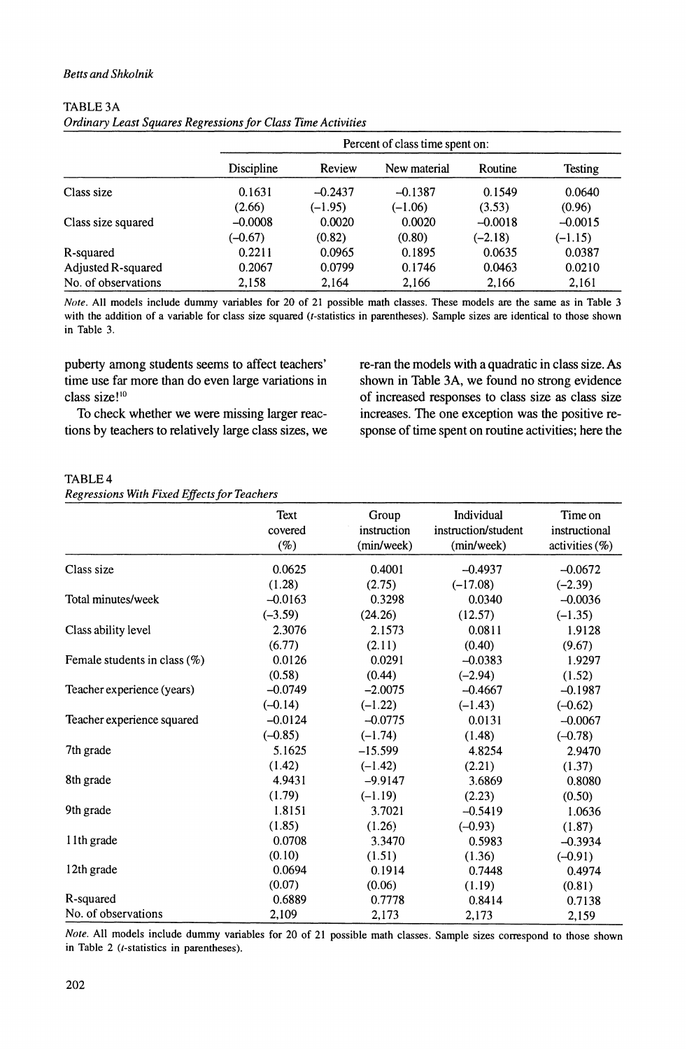TABLE 3A

*Ordinary Least Squares Regressions for Class Time Activities*

| | Percent of class time spent on: | | | | |
|---|---|---|---|---|---|
| | Discipline | Review | New material | Routine | Testing |
| Class size | 0.1631 | −0.2437 | −0.1387 | 0.1549 | 0.0640 |
| | (2.66) | (−1.95) | (−1.06) | (3.53) | (0.96) |
| Class size squared | −0.0008 | 0.0020 | 0.0020 | −0.0018 | −0.0015 |
| | (−0.67) | (0.82) | (0.80) | (−2.18) | (−1.15) |
| R-squared | 0.2211 | 0.0965 | 0.1895 | 0.0635 | 0.0387 |
| Adjusted R-squared | 0.2067 | 0.0799 | 0.1746 | 0.0463 | 0.0210 |
| No. of observations | 2,158 | 2,164 | 2,166 | 2,166 | 2,161 |

*Note.* All models include dummy variables for 20 of 21 possible math classes. These models are the same as in Table 3 with the addition of a variable for class size squared (*t*-statistics in parentheses). Sample sizes are identical to those shown in Table 3.

puberty among students seems to affect teachers' time use far more than do even large variations in class size![10]

To check whether we were missing larger reactions by teachers to relatively large class sizes, we re-ran the models with a quadratic in class size. As shown in Table 3A, we found no strong evidence of increased responses to class size as class size increases. The one exception was the positive response of time spent on routine activities; here the

TABLE 4

*Regressions With Fixed Effects for Teachers*

| | Text covered (%) | Group instruction (min/week) | Individual instruction/student (min/week) | Time on instructional activities (%) |
|---|---|---|---|---|
| Class size | 0.0625 | 0.4001 | −0.4937 | −0.0672 |
| | (1.28) | (2.75) | (−17.08) | (−2.39) |
| Total minutes/week | −0.0163 | 0.3298 | 0.0340 | −0.0036 |
| | (−3.59) | (24.26) | (12.57) | (−1.35) |
| Class ability level | 2.3076 | 2.1573 | 0.0811 | 1.9128 |
| | (6.77) | (2.11) | (0.40) | (9.67) |
| Female students in class (%) | 0.0126 | 0.0291 | −0.0383 | 1.9297 |
| | (0.58) | (0.44) | (−2.94) | (1.52) |
| Teacher experience (years) | −0.0749 | −2.0075 | −0.4667 | −0.1987 |
| | (−0.14) | (−1.22) | (−1.43) | (−0.62) |
| Teacher experience squared | −0.0124 | −0.0775 | 0.0131 | −0.0067 |
| | (−0.85) | (−1.74) | (1.48) | (−0.78) |
| 7th grade | 5.1625 | −15.599 | 4.8254 | 2.9470 |
| | (1.42) | (−1.42) | (2.21) | (1.37) |
| 8th grade | 4.9431 | −9.9147 | 3.6869 | 0.8080 |
| | (1.79) | (−1.19) | (2.23) | (0.50) |
| 9th grade | 1.8151 | 3.7021 | −0.5419 | 1.0636 |
| | (1.85) | (1.26) | (−0.93) | (1.87) |
| 11th grade | 0.0708 | 3.3470 | 0.5983 | −0.3934 |
| | (0.10) | (1.51) | (1.36) | (−0.91) |
| 12th grade | 0.0694 | 0.1914 | 0.7448 | 0.4974 |
| | (0.07) | (0.06) | (1.19) | (0.81) |
| R-squared | 0.6889 | 0.7778 | 0.8414 | 0.7138 |
| No. of observations | 2,109 | 2,173 | 2,173 | 2,159 |

*Note.* All models include dummy variables for 20 of 21 possible math classes. Sample sizes correspond to those shown in Table 2 (*t*-statistics in parentheses).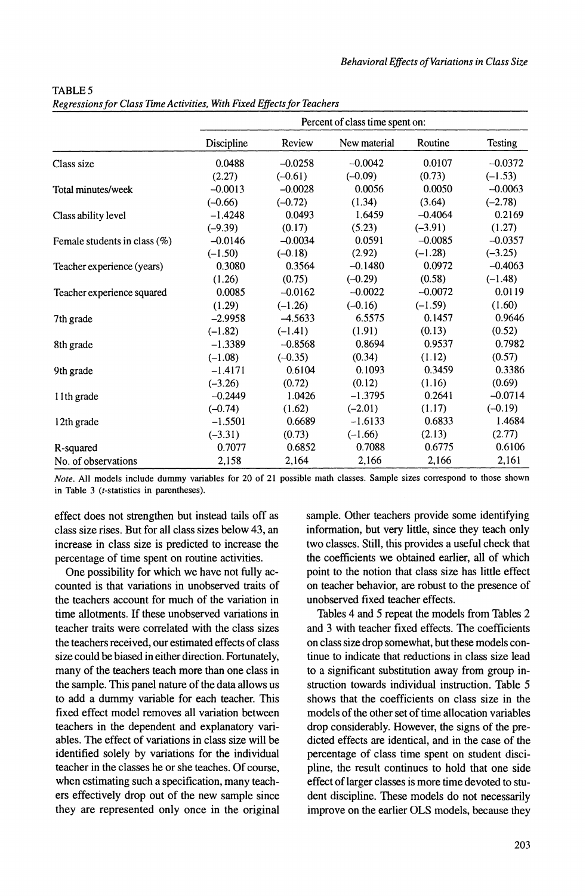TABLE 5
*Regressions for Class Time Activities, With Fixed Effects for Teachers*

| | Percent of class time spent on: | | | | |
|---|---|---|---|---|---|
| | Discipline | Review | New material | Routine | Testing |
| Class size | 0.0488 | –0.0258 | –0.0042 | 0.0107 | –0.0372 |
| | (2.27) | (–0.61) | (–0.09) | (0.73) | (–1.53) |
| Total minutes/week | –0.0013 | –0.0028 | 0.0056 | 0.0050 | –0.0063 |
| | (–0.66) | (–0.72) | (1.34) | (3.64) | (–2.78) |
| Class ability level | –1.4248 | 0.0493 | 1.6459 | –0.4064 | 0.2169 |
| | (–9.39) | (0.17) | (5.23) | (–3.91) | (1.27) |
| Female students in class (%) | –0.0146 | –0.0034 | 0.0591 | –0.0085 | –0.0357 |
| | (–1.50) | (–0.18) | (2.92) | (–1.28) | (–3.25) |
| Teacher experience (years) | 0.3080 | 0.3564 | –0.1480 | 0.0972 | –0.4063 |
| | (1.26) | (0.75) | (–0.29) | (0.58) | (–1.48) |
| Teacher experience squared | 0.0085 | –0.0162 | –0.0022 | –0.0072 | 0.0119 |
| | (1.29) | (–1.26) | (–0.16) | (–1.59) | (1.60) |
| 7th grade | –2.9958 | –4.5633 | 6.5575 | 0.1457 | 0.9646 |
| | (–1.82) | (–1.41) | (1.91) | (0.13) | (0.52) |
| 8th grade | –1.3389 | –0.8568 | 0.8694 | 0.9537 | 0.7982 |
| | (–1.08) | (–0.35) | (0.34) | (1.12) | (0.57) |
| 9th grade | –1.4171 | 0.6104 | 0.1093 | 0.3459 | 0.3386 |
| | (–3.26) | (0.72) | (0.12) | (1.16) | (0.69) |
| 11th grade | –0.2449 | 1.0426 | –1.3795 | 0.2641 | –0.0714 |
| | (–0.74) | (1.62) | (–2.01) | (1.17) | (–0.19) |
| 12th grade | –1.5501 | 0.6689 | –1.6133 | 0.6833 | 1.4684 |
| | (–3.31) | (0.73) | (–1.66) | (2.13) | (2.77) |
| R-squared | 0.7077 | 0.6852 | 0.7088 | 0.6775 | 0.6106 |
| No. of observations | 2,158 | 2,164 | 2,166 | 2,166 | 2,161 |

*Note.* All models include dummy variables for 20 of 21 possible math classes. Sample sizes correspond to those shown in Table 3 (*t*-statistics in parentheses).

effect does not strengthen but instead tails off as class size rises. But for all class sizes below 43, an increase in class size is predicted to increase the percentage of time spent on routine activities.

One possibility for which we have not fully accounted is that variations in unobserved traits of the teachers account for much of the variation in time allotments. If these unobserved variations in teacher traits were correlated with the class sizes the teachers received, our estimated effects of class size could be biased in either direction. Fortunately, many of the teachers teach more than one class in the sample. This panel nature of the data allows us to add a dummy variable for each teacher. This fixed effect model removes all variation between teachers in the dependent and explanatory variables. The effect of variations in class size will be identified solely by variations for the individual teacher in the classes he or she teaches. Of course, when estimating such a specification, many teachers effectively drop out of the new sample since they are represented only once in the original sample. Other teachers provide some identifying information, but very little, since they teach only two classes. Still, this provides a useful check that the coefficients we obtained earlier, all of which point to the notion that class size has little effect on teacher behavior, are robust to the presence of unobserved fixed teacher effects.

Tables 4 and 5 repeat the models from Tables 2 and 3 with teacher fixed effects. The coefficients on class size drop somewhat, but these models continue to indicate that reductions in class size lead to a significant substitution away from group instruction towards individual instruction. Table 5 shows that the coefficients on class size in the models of the other set of time allocation variables drop considerably. However, the signs of the predicted effects are identical, and in the case of the percentage of class time spent on student discipline, the result continues to hold that one side effect of larger classes is more time devoted to student discipline. These models do not necessarily improve on the earlier OLS models, because they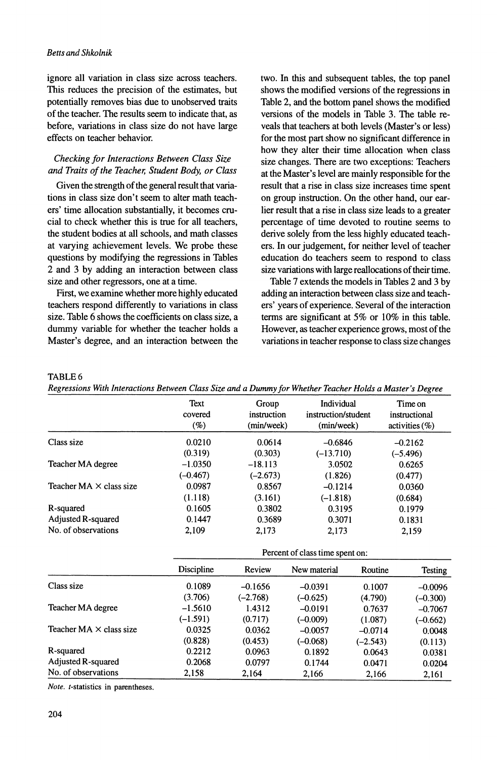ignore all variation in class size across teachers. This reduces the precision of the estimates, but potentially removes bias due to unobserved traits of the teacher. The results seem to indicate that, as before, variations in class size do not have large effects on teacher behavior.

### *Checking for Interactions Between Class Size and Traits of the Teacher, Student Body, or Class*

Given the strength of the general result that variations in class size don't seem to alter math teachers' time allocation substantially, it becomes crucial to check whether this is true for all teachers, the student bodies at all schools, and math classes at varying achievement levels. We probe these questions by modifying the regressions in Tables 2 and 3 by adding an interaction between class size and other regressors, one at a time.

First, we examine whether more highly educated teachers respond differently to variations in class size. Table 6 shows the coefficients on class size, a dummy variable for whether the teacher holds a Master's degree, and an interaction between the two. In this and subsequent tables, the top panel shows the modified versions of the regressions in Table 2, and the bottom panel shows the modified versions of the models in Table 3. The table reveals that teachers at both levels (Master's or less) for the most part show no significant difference in how they alter their time allocation when class size changes. There are two exceptions: Teachers at the Master's level are mainly responsible for the result that a rise in class size increases time spent on group instruction. On the other hand, our earlier result that a rise in class size leads to a greater percentage of time devoted to routine seems to derive solely from the less highly educated teachers. In our judgement, for neither level of teacher education do teachers seem to respond to class size variations with large reallocations of their time.

Table 7 extends the models in Tables 2 and 3 by adding an interaction between class size and teachers' years of experience. Several of the interaction terms are significant at 5% or 10% in this table. However, as teacher experience grows, most of the variations in teacher response to class size changes

TABLE 6

*Regressions With Interactions Between Class Size and a Dummy for Whether Teacher Holds a Master's Degree*

| | Text covered (%) | Group instruction (min/week) | Individual instruction/student (min/week) | Time on instructional activities (%) |
|---|---|---|---|---|
| Class size | 0.0210 | 0.0614 | −0.6846 | −0.2162 |
| | (0.319) | (0.303) | (−13.710) | (−5.496) |
| Teacher MA degree | −1.0350 | −18.113 | 3.0502 | 0.6265 |
| | (−0.467) | (−2.673) | (1.826) | (0.477) |
| Teacher MA × class size | 0.0987 | 0.8567 | −0.1214 | 0.0360 |
| | (1.118) | (3.161) | (−1.818) | (0.684) |
| R-squared | 0.1605 | 0.3802 | 0.3195 | 0.1979 |
| Adjusted R-squared | 0.1447 | 0.3689 | 0.3071 | 0.1831 |
| No. of observations | 2,109 | 2,173 | 2,173 | 2,159 |

| | Percent of class time spent on: | | | | |
|---|---|---|---|---|---|
| | Discipline | Review | New material | Routine | Testing |
| Class size | 0.1089 | −0.1656 | −0.0391 | 0.1007 | −0.0096 |
| | (3.706) | (−2.768) | (−0.625) | (4.790) | (−0.300) |
| Teacher MA degree | −1.5610 | 1.4312 | −0.0191 | 0.7637 | −0.7067 |
| | (−1.591) | (0.717) | (−0.009) | (1.087) | (−0.662) |
| Teacher MA × class size | 0.0325 | 0.0362 | −0.0057 | −0.0714 | 0.0048 |
| | (0.828) | (0.453) | (−0.068) | (−2.543) | (0.113) |
| R-squared | 0.2212 | 0.0963 | 0.1892 | 0.0643 | 0.0381 |
| Adjusted R-squared | 0.2068 | 0.0797 | 0.1744 | 0.0471 | 0.0204 |
| No. of observations | 2,158 | 2,164 | 2,166 | 2,166 | 2,161 |

*Note.* *t*-statistics in parentheses.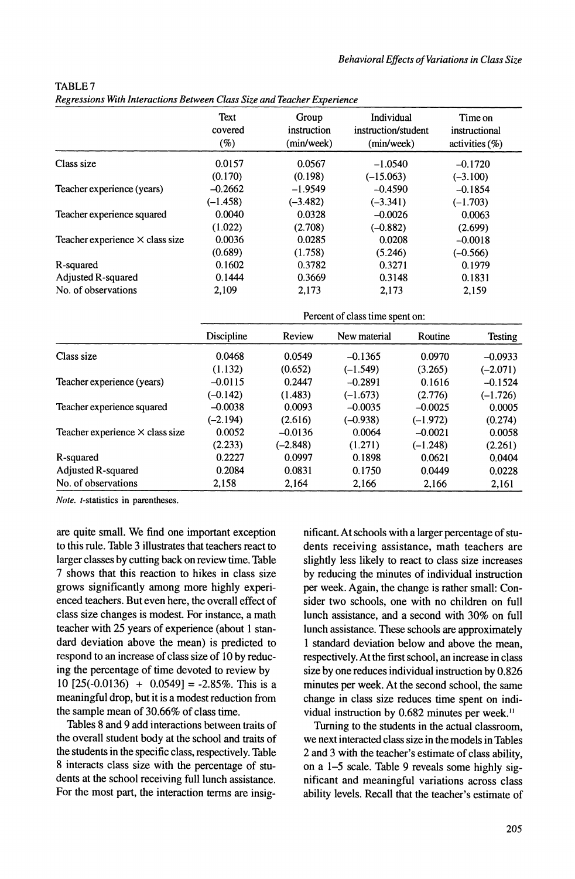TABLE 7

*Regressions With Interactions Between Class Size and Teacher Experience*

| | Text covered (%) | Group instruction (min/week) | Individual instruction/student (min/week) | Time on instructional activities (%) |
|---|---|---|---|---|
| Class size | 0.0157 | 0.0567 | −1.0540 | −0.1720 |
| | (0.170) | (0.198) | (−15.063) | (−3.100) |
| Teacher experience (years) | −0.2662 | −1.9549 | −0.4590 | −0.1854 |
| | (−1.458) | (−3.482) | (−3.341) | (−1.703) |
| Teacher experience squared | 0.0040 | 0.0328 | −0.0026 | 0.0063 |
| | (1.022) | (2.708) | (−0.882) | (2.699) |
| Teacher experience × class size | 0.0036 | 0.0285 | 0.0208 | −0.0018 |
| | (0.689) | (1.758) | (5.246) | (−0.566) |
| R-squared | 0.1602 | 0.3782 | 0.3271 | 0.1979 |
| Adjusted R-squared | 0.1444 | 0.3669 | 0.3148 | 0.1831 |
| No. of observations | 2,109 | 2,173 | 2,173 | 2,159 |

| | Percent of class time spent on: | | | | |
|---|---|---|---|---|---|
| | Discipline | Review | New material | Routine | Testing |
| Class size | 0.0468 | 0.0549 | −0.1365 | 0.0970 | −0.0933 |
| | (1.132) | (0.652) | (−1.549) | (3.265) | (−2.071) |
| Teacher experience (years) | −0.0115 | 0.2447 | −0.2891 | 0.1616 | −0.1524 |
| | (−0.142) | (1.483) | (−1.673) | (2.776) | (−1.726) |
| Teacher experience squared | −0.0038 | 0.0093 | −0.0035 | −0.0025 | 0.0005 |
| | (−2.194) | (2.616) | (−0.938) | (−1.972) | (0.274) |
| Teacher experience × class size | 0.0052 | −0.0136 | 0.0064 | −0.0021 | 0.0058 |
| | (2.233) | (−2.848) | (1.271) | (−1.248) | (2.261) |
| R-squared | 0.2227 | 0.0997 | 0.1898 | 0.0621 | 0.0404 |
| Adjusted R-squared | 0.2084 | 0.0831 | 0.1750 | 0.0449 | 0.0228 |
| No. of observations | 2,158 | 2,164 | 2,166 | 2,166 | 2,161 |

*Note.* $t$-statistics in parentheses.

are quite small. We find one important exception to this rule. Table 3 illustrates that teachers react to larger classes by cutting back on review time. Table 7 shows that this reaction to hikes in class size grows significantly among more highly experienced teachers. But even here, the overall effect of class size changes is modest. For instance, a math teacher with 25 years of experience (about 1 standard deviation above the mean) is predicted to respond to an increase of class size of 10 by reducing the percentage of time devoted to review by 10 [25(-0.0136) + 0.0549] = -2.85%. This is a meaningful drop, but it is a modest reduction from the sample mean of 30.66% of class time.

Tables 8 and 9 add interactions between traits of the overall student body at the school and traits of the students in the specific class, respectively. Table 8 interacts class size with the percentage of students at the school receiving full lunch assistance. For the most part, the interaction terms are insignificant. At schools with a larger percentage of students receiving assistance, math teachers are slightly less likely to react to class size increases by reducing the minutes of individual instruction per week. Again, the change is rather small: Consider two schools, one with no children on full lunch assistance, and a second with 30% on full lunch assistance. These schools are approximately 1 standard deviation below and above the mean, respectively. At the first school, an increase in class size by one reduces individual instruction by 0.826 minutes per week. At the second school, the same change in class size reduces time spent on individual instruction by 0.682 minutes per week.[11]

Turning to the students in the actual classroom, we next interacted class size in the models in Tables 2 and 3 with the teacher's estimate of class ability, on a 1–5 scale. Table 9 reveals some highly significant and meaningful variations across class ability levels. Recall that the teacher's estimate of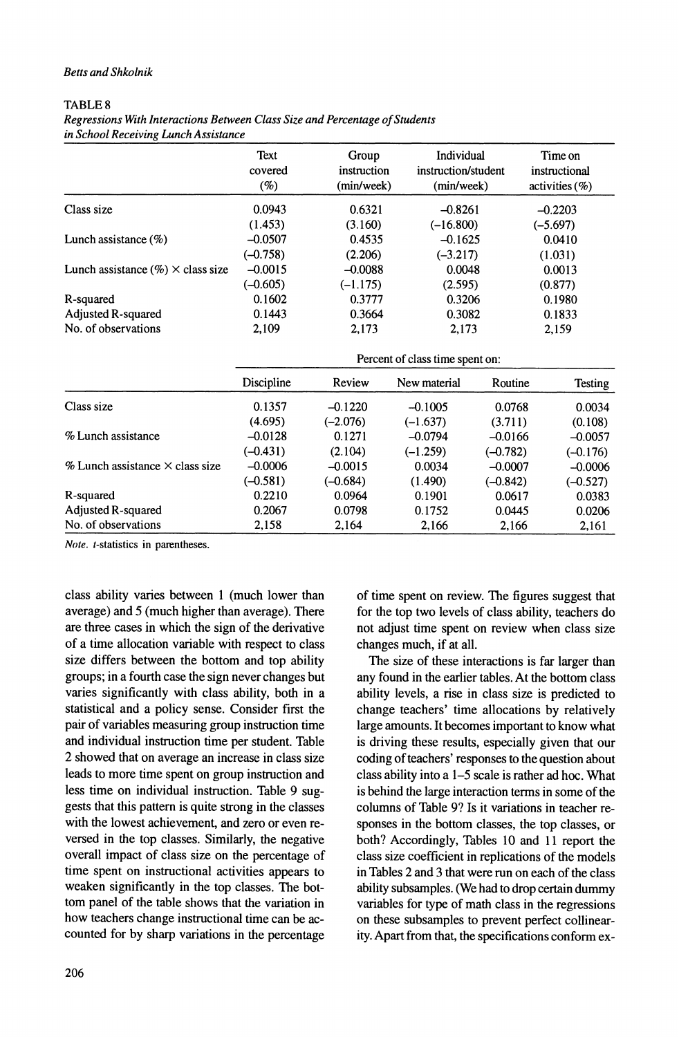TABLE 8

*Regressions With Interactions Between Class Size and Percentage of Students in School Receiving Lunch Assistance*

| | Text covered (%) | Group instruction (min/week) | Individual instruction/student (min/week) | Time on instructional activities (%) |
|---|---|---|---|---|
| Class size | 0.0943 | 0.6321 | −0.8261 | −0.2203 |
| | (1.453) | (3.160) | (−16.800) | (−5.697) |
| Lunch assistance (%) | −0.0507 | 0.4535 | −0.1625 | 0.0410 |
| | (−0.758) | (2.206) | (−3.217) | (1.031) |
| Lunch assistance (%) × class size | −0.0015 | −0.0088 | 0.0048 | 0.0013 |
| | (−0.605) | (−1.175) | (2.595) | (0.877) |
| R-squared | 0.1602 | 0.3777 | 0.3206 | 0.1980 |
| Adjusted R-squared | 0.1443 | 0.3664 | 0.3082 | 0.1833 |
| No. of observations | 2,109 | 2,173 | 2,173 | 2,159 |

| | Percent of class time spent on: | | | | |
|---|---|---|---|---|---|
| | Discipline | Review | New material | Routine | Testing |
| Class size | 0.1357 | −0.1220 | −0.1005 | 0.0768 | 0.0034 |
| | (4.695) | (−2.076) | (−1.637) | (3.711) | (0.108) |
| % Lunch assistance | −0.0128 | 0.1271 | −0.0794 | −0.0166 | −0.0057 |
| | (−0.431) | (2.104) | (−1.259) | (−0.782) | (−0.176) |
| % Lunch assistance × class size | −0.0006 | −0.0015 | 0.0034 | −0.0007 | −0.0006 |
| | (−0.581) | (−0.684) | (1.490) | (−0.842) | (−0.527) |
| R-squared | 0.2210 | 0.0964 | 0.1901 | 0.0617 | 0.0383 |
| Adjusted R-squared | 0.2067 | 0.0798 | 0.1752 | 0.0445 | 0.0206 |
| No. of observations | 2,158 | 2,164 | 2,166 | 2,166 | 2,161 |

*Note.* *t*-statistics in parentheses.

class ability varies between 1 (much lower than average) and 5 (much higher than average). There are three cases in which the sign of the derivative of a time allocation variable with respect to class size differs between the bottom and top ability groups; in a fourth case the sign never changes but varies significantly with class ability, both in a statistical and a policy sense. Consider first the pair of variables measuring group instruction time and individual instruction time per student. Table 2 showed that on average an increase in class size leads to more time spent on group instruction and less time on individual instruction. Table 9 suggests that this pattern is quite strong in the classes with the lowest achievement, and zero or even reversed in the top classes. Similarly, the negative overall impact of class size on the percentage of time spent on instructional activities appears to weaken significantly in the top classes. The bottom panel of the table shows that the variation in how teachers change instructional time can be accounted for by sharp variations in the percentage of time spent on review. The figures suggest that for the top two levels of class ability, teachers do not adjust time spent on review when class size changes much, if at all.

The size of these interactions is far larger than any found in the earlier tables. At the bottom class ability levels, a rise in class size is predicted to change teachers' time allocations by relatively large amounts. It becomes important to know what is driving these results, especially given that our coding of teachers' responses to the question about class ability into a 1–5 scale is rather ad hoc. What is behind the large interaction terms in some of the columns of Table 9? Is it variations in teacher responses in the bottom classes, the top classes, or both? Accordingly, Tables 10 and 11 report the class size coefficient in replications of the models in Tables 2 and 3 that were run on each of the class ability subsamples. (We had to drop certain dummy variables for type of math class in the regressions on these subsamples to prevent perfect collinearity. Apart from that, the specifications conform ex-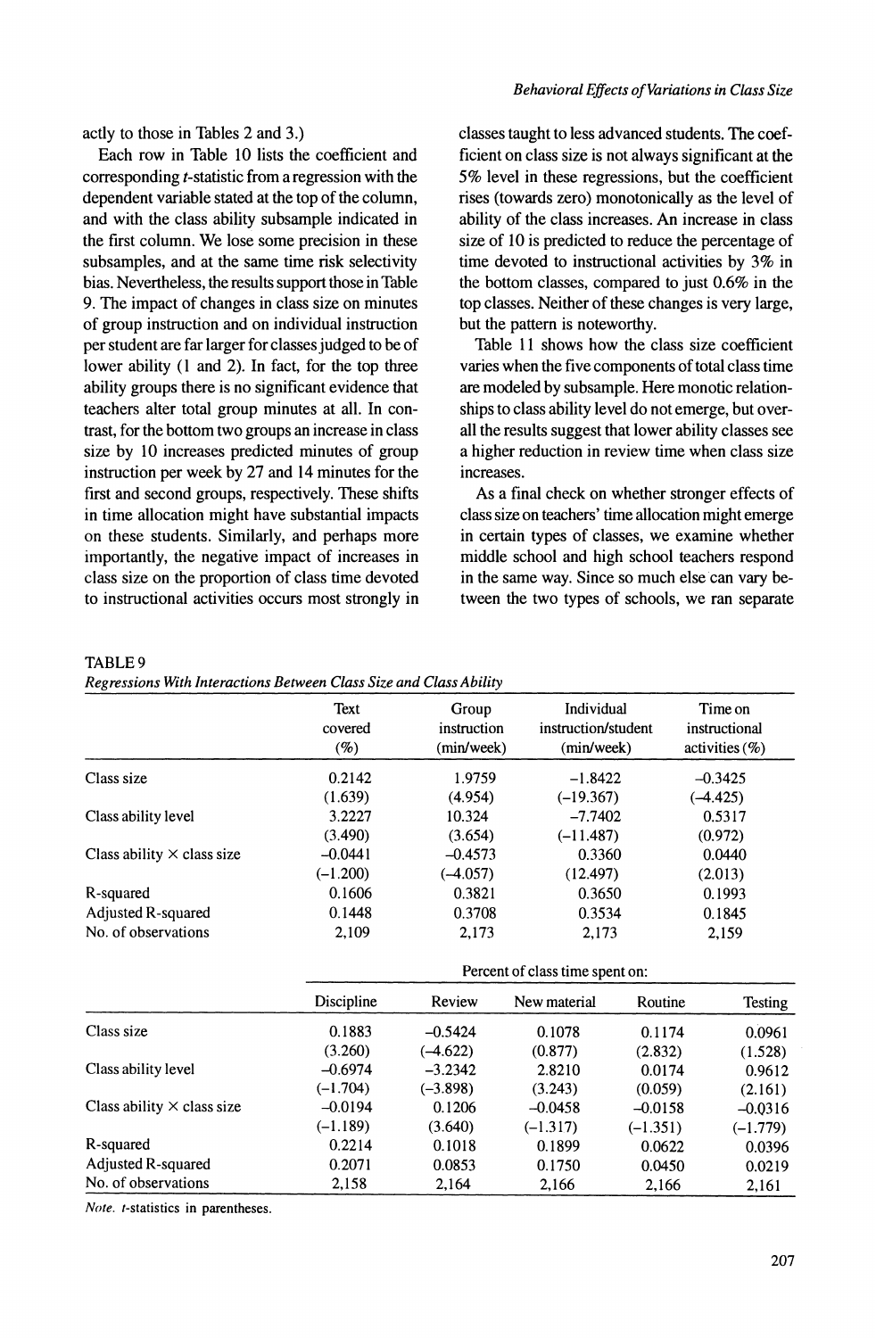actly to those in Tables 2 and 3.)

Each row in Table 10 lists the coefficient and corresponding $t$-statistic from a regression with the dependent variable stated at the top of the column, and with the class ability subsample indicated in the first column. We lose some precision in these subsamples, and at the same time risk selectivity bias. Nevertheless, the results support those in Table 9. The impact of changes in class size on minutes of group instruction and on individual instruction per student are far larger for classes judged to be of lower ability (1 and 2). In fact, for the top three ability groups there is no significant evidence that teachers alter total group minutes at all. In contrast, for the bottom two groups an increase in class size by 10 increases predicted minutes of group instruction per week by 27 and 14 minutes for the first and second groups, respectively. These shifts in time allocation might have substantial impacts on these students. Similarly, and perhaps more importantly, the negative impact of increases in class size on the proportion of class time devoted to instructional activities occurs most strongly in classes taught to less advanced students. The coefficient on class size is not always significant at the 5% level in these regressions, but the coefficient rises (towards zero) monotonically as the level of ability of the class increases. An increase in class size of 10 is predicted to reduce the percentage of time devoted to instructional activities by 3% in the bottom classes, compared to just 0.6% in the top classes. Neither of these changes is very large, but the pattern is noteworthy.

Table 11 shows how the class size coefficient varies when the five components of total class time are modeled by subsample. Here monotic relationships to class ability level do not emerge, but overall the results suggest that lower ability classes see a higher reduction in review time when class size increases.

As a final check on whether stronger effects of class size on teachers' time allocation might emerge in certain types of classes, we examine whether middle school and high school teachers respond in the same way. Since so much else can vary between the two types of schools, we ran separate

TABLE 9

*Regressions With Interactions Between Class Size and Class Ability*

| | Text covered (%) | Group instruction (min/week) | Individual instruction/student (min/week) | Time on instructional activities (%) |
|---|---|---|---|---|
| Class size | 0.2142 | 1.9759 | −1.8422 | −0.3425 |
| | (1.639) | (4.954) | (−19.367) | (−4.425) |
| Class ability level | 3.2227 | 10.324 | −7.7402 | 0.5317 |
| | (3.490) | (3.654) | (−11.487) | (0.972) |
| Class ability × class size | −0.0441 | −0.4573 | 0.3360 | 0.0440 |
| | (−1.200) | (−4.057) | (12.497) | (2.013) |
| R-squared | 0.1606 | 0.3821 | 0.3650 | 0.1993 |
| Adjusted R-squared | 0.1448 | 0.3708 | 0.3534 | 0.1845 |
| No. of observations | 2,109 | 2,173 | 2,173 | 2,159 |

| | Percent of class time spent on: | | | | |
|---|---|---|---|---|---|
| | Discipline | Review | New material | Routine | Testing |
| Class size | 0.1883 | −0.5424 | 0.1078 | 0.1174 | 0.0961 |
| | (3.260) | (−4.622) | (0.877) | (2.832) | (1.528) |
| Class ability level | −0.6974 | −3.2342 | 2.8210 | 0.0174 | 0.9612 |
| | (−1.704) | (−3.898) | (3.243) | (0.059) | (2.161) |
| Class ability × class size | −0.0194 | 0.1206 | −0.0458 | −0.0158 | −0.0316 |
| | (−1.189) | (3.640) | (−1.317) | (−1.351) | (−1.779) |
| R-squared | 0.2214 | 0.1018 | 0.1899 | 0.0622 | 0.0396 |
| Adjusted R-squared | 0.2071 | 0.0853 | 0.1750 | 0.0450 | 0.0219 |
| No. of observations | 2,158 | 2,164 | 2,166 | 2,166 | 2,161 |

*Note.* $t$-statistics in parentheses.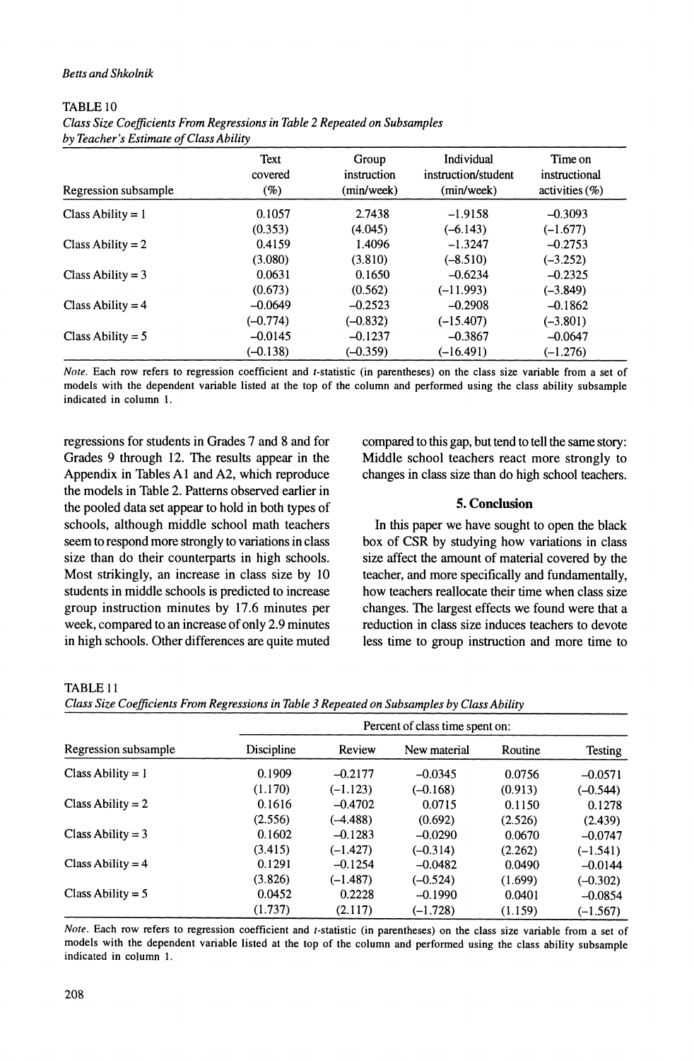TABLE 10

*Class Size Coefficients From Regressions in Table 2 Repeated on Subsamples by Teacher's Estimate of Class Ability*

| Regression subsample | Text covered (%) | Group instruction (min/week) | Individual instruction/student (min/week) | Time on instructional activities (%) |
|---|---|---|---|---|
| Class Ability = 1 | 0.1057 | 2.7438 | −1.9158 | −0.3093 |
| | (0.353) | (4.045) | (−6.143) | (−1.677) |
| Class Ability = 2 | 0.4159 | 1.4096 | −1.3247 | −0.2753 |
| | (3.080) | (3.810) | (−8.510) | (−3.252) |
| Class Ability = 3 | 0.0631 | 0.1650 | −0.6234 | −0.2325 |
| | (0.673) | (0.562) | (−11.993) | (−3.849) |
| Class Ability = 4 | −0.0649 | −0.2523 | −0.2908 | −0.1862 |
| | (−0.774) | (−0.832) | (−15.407) | (−3.801) |
| Class Ability = 5 | −0.0145 | −0.1237 | −0.3867 | −0.0647 |
| | (−0.138) | (−0.359) | (−16.491) | (−1.276) |

*Note.* Each row refers to regression coefficient and *t*-statistic (in parentheses) on the class size variable from a set of models with the dependent variable listed at the top of the column and performed using the class ability subsample indicated in column 1.

regressions for students in Grades 7 and 8 and for Grades 9 through 12. The results appear in the Appendix in Tables A1 and A2, which reproduce the models in Table 2. Patterns observed earlier in the pooled data set appear to hold in both types of schools, although middle school math teachers seem to respond more strongly to variations in class size than do their counterparts in high schools. Most strikingly, an increase in class size by 10 students in middle schools is predicted to increase group instruction minutes by 17.6 minutes per week, compared to an increase of only 2.9 minutes in high schools. Other differences are quite muted compared to this gap, but tend to tell the same story: Middle school teachers react more strongly to changes in class size than do high school teachers.

## 5. Conclusion

In this paper we have sought to open the black box of CSR by studying how variations in class size affect the amount of material covered by the teacher, and more specifically and fundamentally, how teachers reallocate their time when class size changes. The largest effects we found were that a reduction in class size induces teachers to devote less time to group instruction and more time to

TABLE 11

*Class Size Coefficients From Regressions in Table 3 Repeated on Subsamples by Class Ability*

| | Percent of class time spent on: | | | | |
|---|---|---|---|---|---|
| Regression subsample | Discipline | Review | New material | Routine | Testing |
| Class Ability = 1 | 0.1909 | −0.2177 | −0.0345 | 0.0756 | −0.0571 |
| | (1.170) | (−1.123) | (−0.168) | (0.913) | (−0.544) |
| Class Ability = 2 | 0.1616 | −0.4702 | 0.0715 | 0.1150 | 0.1278 |
| | (2.556) | (−4.488) | (0.692) | (2.526) | (2.439) |
| Class Ability = 3 | 0.1602 | −0.1283 | −0.0290 | 0.0670 | −0.0747 |
| | (3.415) | (−1.427) | (−0.314) | (2.262) | (−1.541) |
| Class Ability = 4 | 0.1291 | −0.1254 | −0.0482 | 0.0490 | −0.0144 |
| | (3.826) | (−1.487) | (−0.524) | (1.699) | (−0.302) |
| Class Ability = 5 | 0.0452 | 0.2228 | −0.1990 | 0.0401 | −0.0854 |
| | (1.737) | (2.117) | (−1.728) | (1.159) | (−1.567) |

*Note.* Each row refers to regression coefficient and *t*-statistic (in parentheses) on the class size variable from a set of models with the dependent variable listed at the top of the column and performed using the class ability subsample indicated in column 1.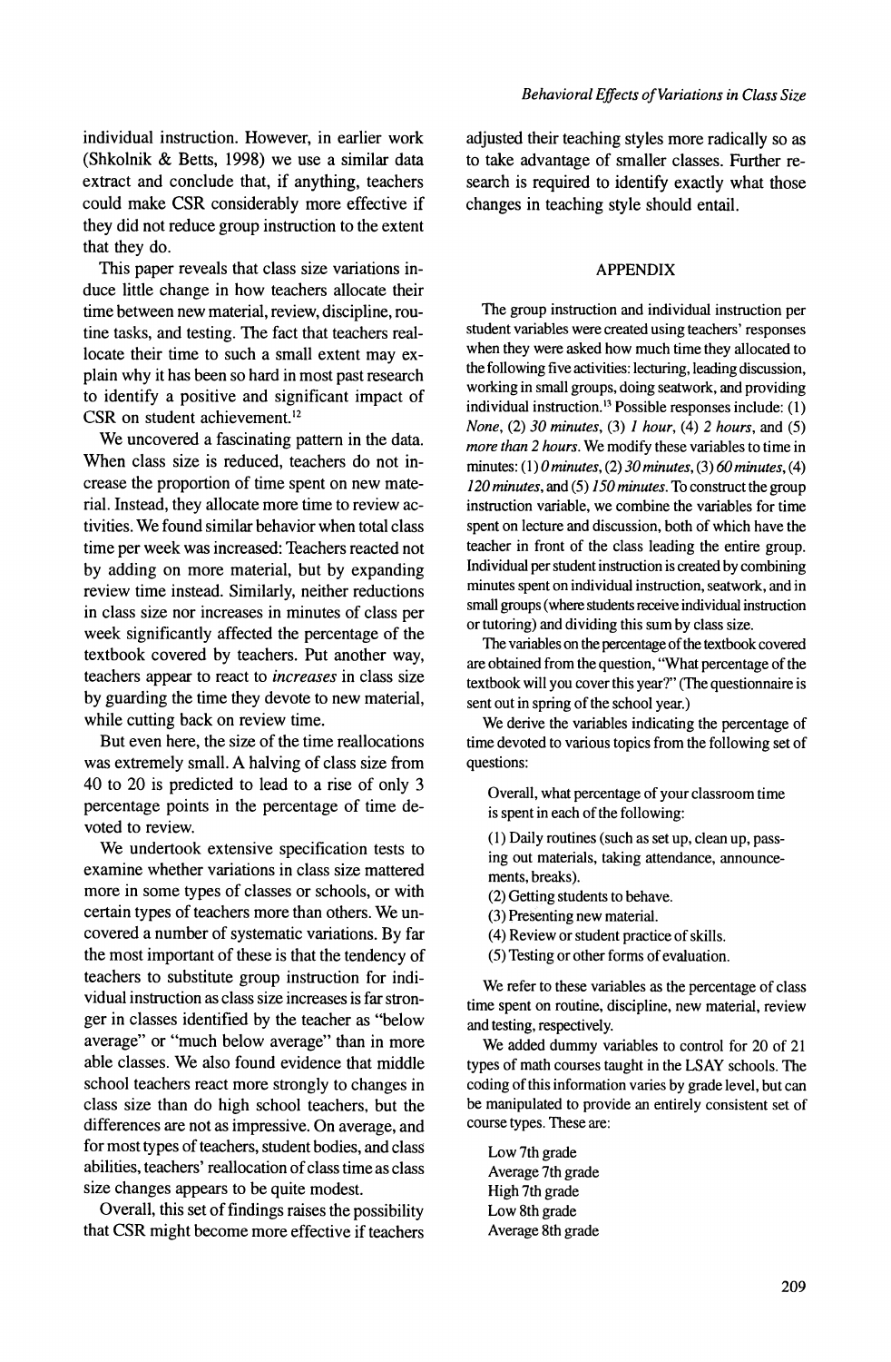individual instruction. However, in earlier work (Shkolnik & Betts, 1998) we use a similar data extract and conclude that, if anything, teachers could make CSR considerably more effective if they did not reduce group instruction to the extent that they do.

This paper reveals that class size variations induce little change in how teachers allocate their time between new material, review, discipline, routine tasks, and testing. The fact that teachers reallocate their time to such a small extent may explain why it has been so hard in most past research to identify a positive and significant impact of CSR on student achievement.[12]

We uncovered a fascinating pattern in the data. When class size is reduced, teachers do not increase the proportion of time spent on new material. Instead, they allocate more time to review activities. We found similar behavior when total class time per week was increased: Teachers reacted not by adding on more material, but by expanding review time instead. Similarly, neither reductions in class size nor increases in minutes of class per week significantly affected the percentage of the textbook covered by teachers. Put another way, teachers appear to react to *increases* in class size by guarding the time they devote to new material, while cutting back on review time.

But even here, the size of the time reallocations was extremely small. A halving of class size from 40 to 20 is predicted to lead to a rise of only 3 percentage points in the percentage of time devoted to review.

We undertook extensive specification tests to examine whether variations in class size mattered more in some types of classes or schools, or with certain types of teachers more than others. We uncovered a number of systematic variations. By far the most important of these is that the tendency of teachers to substitute group instruction for individual instruction as class size increases is far stronger in classes identified by the teacher as "below average" or "much below average" than in more able classes. We also found evidence that middle school teachers react more strongly to changes in class size than do high school teachers, but the differences are not as impressive. On average, and for most types of teachers, student bodies, and class abilities, teachers' reallocation of class time as class size changes appears to be quite modest.

Overall, this set of findings raises the possibility that CSR might become more effective if teachers adjusted their teaching styles more radically so as to take advantage of smaller classes. Further research is required to identify exactly what those changes in teaching style should entail.

## APPENDIX

The group instruction and individual instruction per student variables were created using teachers' responses when they were asked how much time they allocated to the following five activities: lecturing, leading discussion, working in small groups, doing seatwork, and providing individual instruction.[13] Possible responses include: (1) *None*, (2) *30 minutes*, (3) *1 hour*, (4) *2 hours*, and (5) *more than 2 hours*. We modify these variables to time in minutes: (1) *0 minutes*, (2) *30 minutes*, (3) *60 minutes*, (4) *120 minutes*, and (5) *150 minutes*. To construct the group instruction variable, we combine the variables for time spent on lecture and discussion, both of which have the teacher in front of the class leading the entire group. Individual per student instruction is created by combining minutes spent on individual instruction, seatwork, and in small groups (where students receive individual instruction or tutoring) and dividing this sum by class size.

The variables on the percentage of the textbook covered are obtained from the question, "What percentage of the textbook will you cover this year?" (The questionnaire is sent out in spring of the school year.)

We derive the variables indicating the percentage of time devoted to various topics from the following set of questions:

> Overall, what percentage of your classroom time is spent in each of the following:
>
> (1) Daily routines (such as set up, clean up, passing out materials, taking attendance, announcements, breaks).
>
> (2) Getting students to behave.
>
> (3) Presenting new material.
>
> (4) Review or student practice of skills.
>
> (5) Testing or other forms of evaluation.

We refer to these variables as the percentage of class time spent on routine, discipline, new material, review and testing, respectively.

We added dummy variables to control for 20 of 21 types of math courses taught in the LSAY schools. The coding of this information varies by grade level, but can be manipulated to provide an entirely consistent set of course types. These are:

Low 7th grade
Average 7th grade
High 7th grade
Low 8th grade
Average 8th grade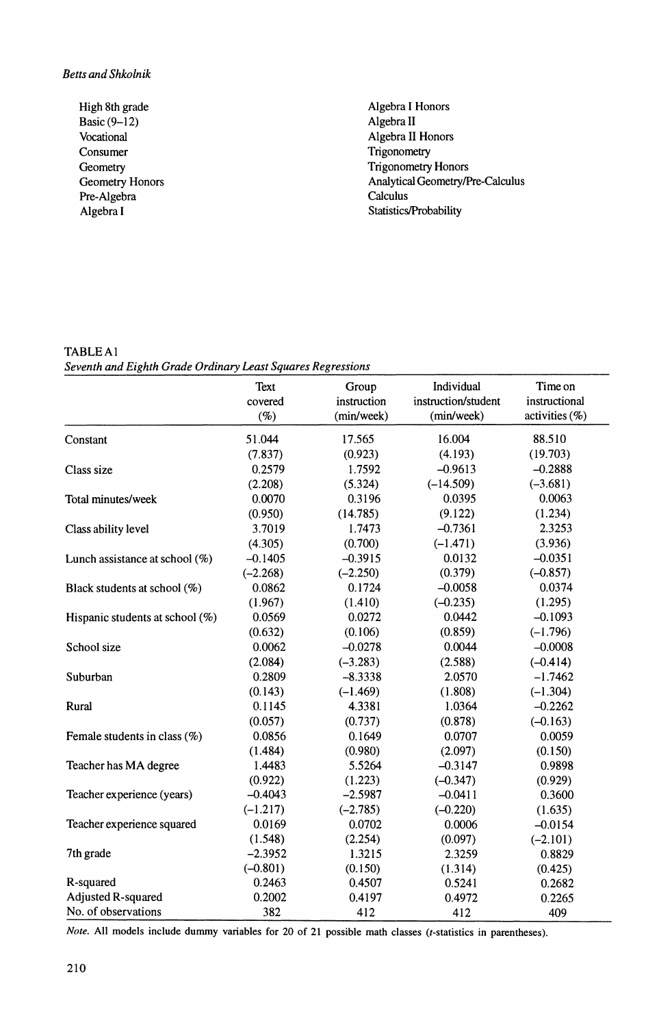High 8th grade
Basic (9–12)
Vocational
Consumer
Geometry
Geometry Honors
Pre-Algebra
Algebra I
Algebra I Honors
Algebra II
Algebra II Honors
Trigonometry
Trigonometry Honors
Analytical Geometry/Pre-Calculus
Calculus
Statistics/Probability

TABLE A1
*Seventh and Eighth Grade Ordinary Least Squares Regressions*

| | Text covered (%) | Group instruction (min/week) | Individual instruction/student (min/week) | Time on instructional activities (%) |
|---|---|---|---|---|
| Constant | 51.044 | 17.565 | 16.004 | 88.510 |
| | (7.837) | (0.923) | (4.193) | (19.703) |
| Class size | 0.2579 | 1.7592 | –0.9613 | –0.2888 |
| | (2.208) | (5.324) | (–14.509) | (–3.681) |
| Total minutes/week | 0.0070 | 0.3196 | 0.0395 | 0.0063 |
| | (0.950) | (14.785) | (9.122) | (1.234) |
| Class ability level | 3.7019 | 1.7473 | –0.7361 | 2.3253 |
| | (4.305) | (0.700) | (–1.471) | (3.936) |
| Lunch assistance at school (%) | –0.1405 | –0.3915 | 0.0132 | –0.0351 |
| | (–2.268) | (–2.250) | (0.379) | (–0.857) |
| Black students at school (%) | 0.0862 | 0.1724 | –0.0058 | 0.0374 |
| | (1.967) | (1.410) | (–0.235) | (1.295) |
| Hispanic students at school (%) | 0.0569 | 0.0272 | 0.0442 | –0.1093 |
| | (0.632) | (0.106) | (0.859) | (–1.796) |
| School size | 0.0062 | –0.0278 | 0.0044 | –0.0008 |
| | (2.084) | (–3.283) | (2.588) | (–0.414) |
| Suburban | 0.2809 | –8.3338 | 2.0570 | –1.7462 |
| | (0.143) | (–1.469) | (1.808) | (–1.304) |
| Rural | 0.1145 | 4.3381 | 1.0364 | –0.2262 |
| | (0.057) | (0.737) | (0.878) | (–0.163) |
| Female students in class (%) | 0.0856 | 0.1649 | 0.0707 | 0.0059 |
| | (1.484) | (0.980) | (2.097) | (0.150) |
| Teacher has MA degree | 1.4483 | 5.5264 | –0.3147 | 0.9898 |
| | (0.922) | (1.223) | (–0.347) | (0.929) |
| Teacher experience (years) | –0.4043 | –2.5987 | –0.0411 | 0.3600 |
| | (–1.217) | (–2.785) | (–0.220) | (1.635) |
| Teacher experience squared | 0.0169 | 0.0702 | 0.0006 | –0.0154 |
| | (1.548) | (2.254) | (0.097) | (–2.101) |
| 7th grade | –2.3952 | 1.3215 | 2.3259 | 0.8829 |
| | (–0.801) | (0.150) | (1.314) | (0.425) |
| R-squared | 0.2463 | 0.4507 | 0.5241 | 0.2682 |
| Adjusted R-squared | 0.2002 | 0.4197 | 0.4972 | 0.2265 |
| No. of observations | 382 | 412 | 412 | 409 |

*Note.* All models include dummy variables for 20 of 21 possible math classes (*t*-statistics in parentheses).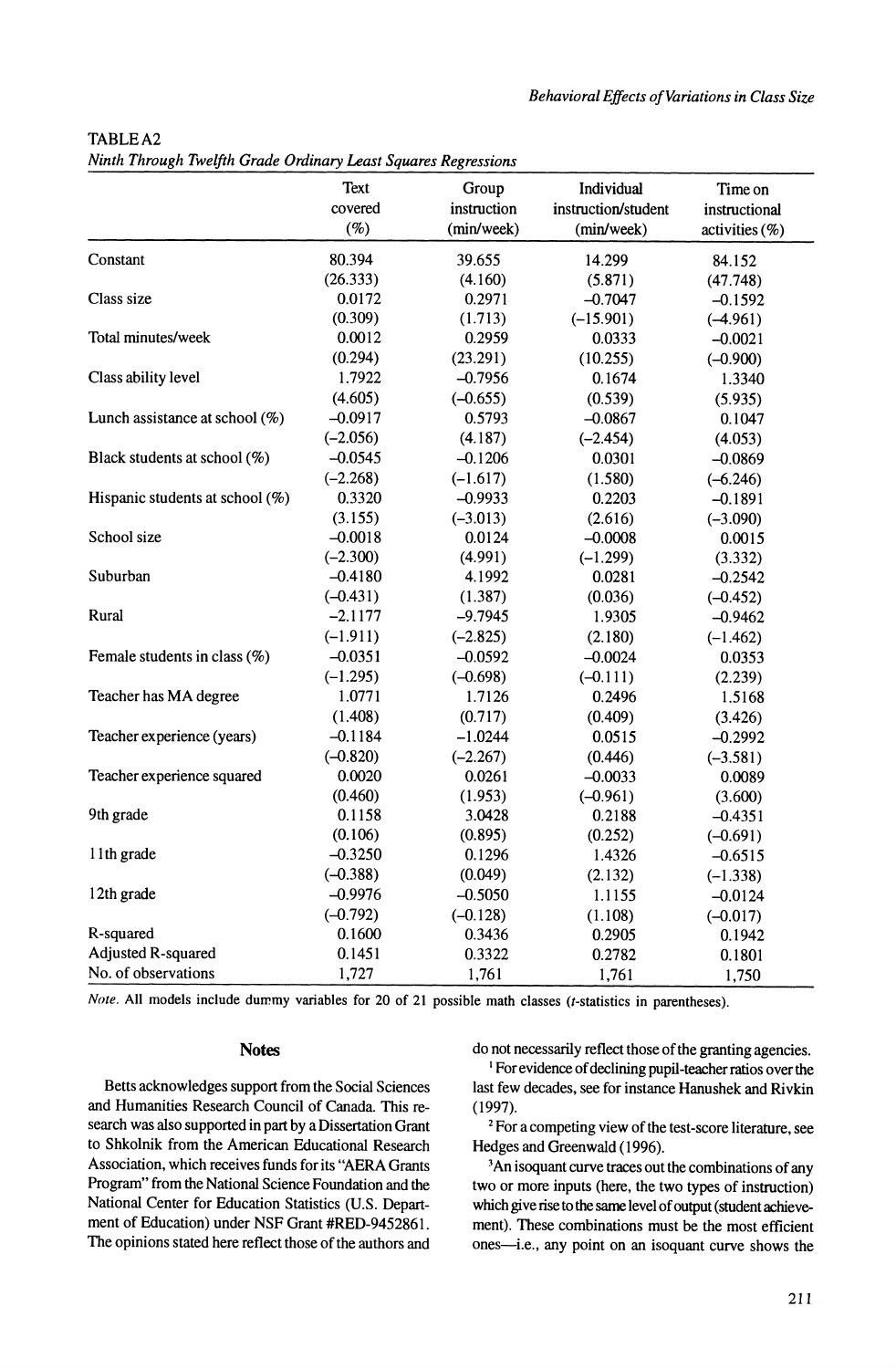TABLE A2

*Ninth Through Twelfth Grade Ordinary Least Squares Regressions*

| | Text covered (%) | Group instruction (min/week) | Individual instruction/student (min/week) | Time on instructional activities (%) |
|---|---|---|---|---|
| Constant | 80.394 | 39.655 | 14.299 | 84.152 |
| | (26.333) | (4.160) | (5.871) | (47.748) |
| Class size | 0.0172 | 0.2971 | –0.7047 | –0.1592 |
| | (0.309) | (1.713) | (–15.901) | (–4.961) |
| Total minutes/week | 0.0012 | 0.2959 | 0.0333 | –0.0021 |
| | (0.294) | (23.291) | (10.255) | (–0.900) |
| Class ability level | 1.7922 | –0.7956 | 0.1674 | 1.3340 |
| | (4.605) | (–0.655) | (0.539) | (5.935) |
| Lunch assistance at school (%) | –0.0917 | 0.5793 | –0.0867 | 0.1047 |
| | (–2.056) | (4.187) | (–2.454) | (4.053) |
| Black students at school (%) | –0.0545 | –0.1206 | 0.0301 | –0.0869 |
| | (–2.268) | (–1.617) | (1.580) | (–6.246) |
| Hispanic students at school (%) | 0.3320 | –0.9933 | 0.2203 | –0.1891 |
| | (3.155) | (–3.013) | (2.616) | (–3.090) |
| School size | –0.0018 | 0.0124 | –0.0008 | 0.0015 |
| | (–2.300) | (4.991) | (–1.299) | (3.332) |
| Suburban | –0.4180 | 4.1992 | 0.0281 | –0.2542 |
| | (–0.431) | (1.387) | (0.036) | (–0.452) |
| Rural | –2.1177 | –9.7945 | 1.9305 | –0.9462 |
| | (–1.911) | (–2.825) | (2.180) | (–1.462) |
| Female students in class (%) | –0.0351 | –0.0592 | –0.0024 | 0.0353 |
| | (–1.295) | (–0.698) | (–0.111) | (2.239) |
| Teacher has MA degree | 1.0771 | 1.7126 | 0.2496 | 1.5168 |
| | (1.408) | (0.717) | (0.409) | (3.426) |
| Teacher experience (years) | –0.1184 | –1.0244 | 0.0515 | –0.2992 |
| | (–0.820) | (–2.267) | (0.446) | (–3.581) |
| Teacher experience squared | 0.0020 | 0.0261 | –0.0033 | 0.0089 |
| | (0.460) | (1.953) | (–0.961) | (3.600) |
| 9th grade | 0.1158 | 3.0428 | 0.2188 | –0.4351 |
| | (0.106) | (0.895) | (0.252) | (–0.691) |
| 11th grade | –0.3250 | 0.1296 | 1.4326 | –0.6515 |
| | (–0.388) | (0.049) | (2.132) | (–1.338) |
| 12th grade | –0.9976 | –0.5050 | 1.1155 | –0.0124 |
| | (–0.792) | (–0.128) | (1.108) | (–0.017) |
| R-squared | 0.1600 | 0.3436 | 0.2905 | 0.1942 |
| Adjusted R-squared | 0.1451 | 0.3322 | 0.2782 | 0.1801 |
| No. of observations | 1,727 | 1,761 | 1,761 | 1,750 |

*Note.* All models include dummy variables for 20 of 21 possible math classes (*t*-statistics in parentheses).

## Notes

Betts acknowledges support from the Social Sciences and Humanities Research Council of Canada. This research was also supported in part by a Dissertation Grant to Shkolnik from the American Educational Research Association, which receives funds for its "AERA Grants Program" from the National Science Foundation and the National Center for Education Statistics (U.S. Department of Education) under NSF Grant #RED-9452861. The opinions stated here reflect those of the authors and do not necessarily reflect those of the granting agencies.

[1] For evidence of declining pupil-teacher ratios over the last few decades, see for instance Hanushek and Rivkin (1997).

[2] For a competing view of the test-score literature, see Hedges and Greenwald (1996).

[3] An isoquant curve traces out the combinations of any two or more inputs (here, the two types of instruction) which give rise to the same level of output (student achievement). These combinations must be the most efficient ones—i.e., any point on an isoquant curve shows the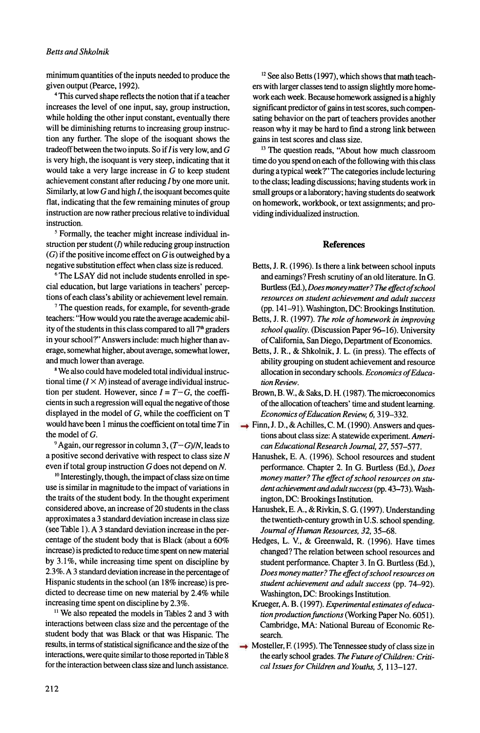minimum quantities of the inputs needed to produce the given output (Pearce, 1992).

[4] This curved shape reflects the notion that if a teacher increases the level of one input, say, group instruction, while holding the other input constant, eventually there will be diminishing returns to increasing group instruction any further. The slope of the isoquant shows the tradeoff between the two inputs. So if $I$ is very low, and $G$ is very high, the isoquant is very steep, indicating that it would take a very large increase in $G$ to keep student achievement constant after reducing $I$ by one more unit. Similarly, at low $G$ and high $I$, the isoquant becomes quite flat, indicating that the few remaining minutes of group instruction are now rather precious relative to individual instruction.

[5] Formally, the teacher might increase individual instruction per student ($I$) while reducing group instruction ($G$) if the positive income effect on $G$ is outweighed by a negative substitution effect when class size is reduced.

[6] The LSAY did not include students enrolled in special education, but large variations in teachers' perceptions of each class's ability or achievement level remain.

[7] The question reads, for example, for seventh-grade teachers: "How would you rate the average academic ability of the students in this class compared to all 7th graders in your school?" Answers include: much higher than average, somewhat higher, about average, somewhat lower, and much lower than average.

[8] We also could have modeled total individual instructional time ($I \times N$) instead of average individual instruction per student. However, since $I = T - G$, the coefficients in such a regression will equal the negative of those displayed in the model of $G$, while the coefficient on T would have been 1 minus the coefficient on total time $T$ in the model of $G$.

[9] Again, our regressor in column 3, $(T - G)/N$, leads to a positive second derivative with respect to class size $N$ even if total group instruction $G$ does not depend on $N$.

[10] Interestingly, though, the impact of class size on time use is similar in magnitude to the impact of variations in the traits of the student body. In the thought experiment considered above, an increase of 20 students in the class approximates a 3 standard deviation increase in class size (see Table 1). A 3 standard deviation increase in the percentage of the student body that is Black (about a 60% increase) is predicted to reduce time spent on new material by 3.1%, while increasing time spent on discipline by 2.3%. A 3 standard deviation increase in the percentage of Hispanic students in the school (an 18% increase) is predicted to decrease time on new material by 2.4% while increasing time spent on discipline by 2.3%.

[11] We also repeated the models in Tables 2 and 3 with interactions between class size and the percentage of the student body that was Black or that was Hispanic. The results, in terms of statistical significance and the size of the interactions, were quite similar to those reported in Table 8 for the interaction between class size and lunch assistance.

[12] See also Betts (1997), which shows that math teachers with larger classes tend to assign slightly more homework each week. Because homework assigned is a highly significant predictor of gains in test scores, such compensating behavior on the part of teachers provides another reason why it may be hard to find a strong link between gains in test scores and class size.

[13] The question reads, "About how much classroom time do you spend on each of the following with this class during a typical week?" The categories include lecturing to the class; leading discussions; having students work in small groups or a laboratory; having students do seatwork on homework, workbook, or text assignments; and providing individualized instruction.

## References

Betts, J. R. (1996). Is there a link between school inputs and earnings? Fresh scrutiny of an old literature. In G. Burtless (Ed.), *Does money matter? The effect of school resources on student achievement and adult success* (pp. 141–91). Washington, DC: Brookings Institution.

Betts, J. R. (1997). *The role of homework in improving school quality.* (Discussion Paper 96–16). University of California, San Diego, Department of Economics.

Betts, J. R., & Shkolnik, J. L. (in press). The effects of ability grouping on student achievement and resource allocation in secondary schools. *Economics of Education Review.*

Brown, B. W., & Saks, D. H. (1987). The microeconomics of the allocation of teachers' time and student learning. *Economics of Education Review, 6,* 319–332.

Finn, J. D., & Achilles, C. M. (1990). Answers and questions about class size: A statewide experiment. *American Educational Research Journal, 27,* 557–577.

Hanushek, E. A. (1996). School resources and student performance. Chapter 2. In G. Burtless (Ed.), *Does money matter? The effect of school resources on student achievement and adult success* (pp. 43–73). Washington, DC: Brookings Institution.

Hanushek, E. A., & Rivkin, S. G. (1997). Understanding the twentieth-century growth in U.S. school spending. *Journal of Human Resources, 32,* 35–68.

Hedges, L. V., & Greenwald, R. (1996). Have times changed? The relation between school resources and student performance. Chapter 3. In G. Burtless (Ed.), *Does money matter? The effect of school resources on student achievement and adult success* (pp. 74–92). Washington, DC: Brookings Institution.

Krueger, A. B. (1997). *Experimental estimates of education production functions* (Working Paper No. 6051). Cambridge, MA: National Bureau of Economic Research.

Mosteller, F. (1995). The Tennessee study of class size in the early school grades. *The Future of Children: Critical Issues for Children and Youths, 5,* 113–127.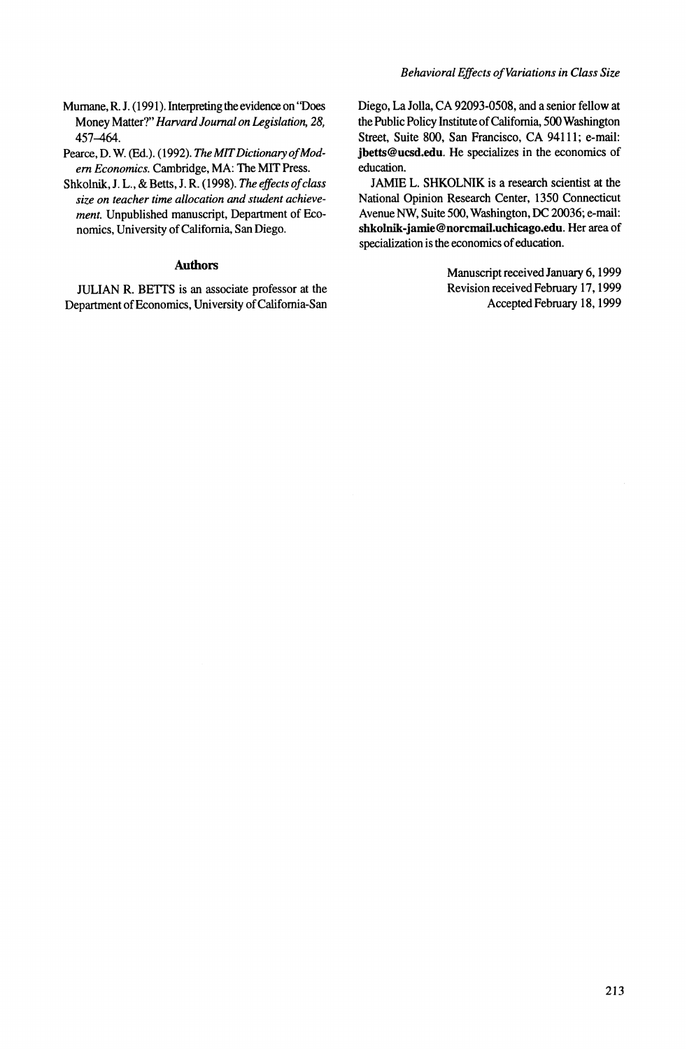Murnane, R. J. (1991). Interpreting the evidence on "Does Money Matter?" *Harvard Journal on Legislation, 28,* 457–464.

Pearce, D. W. (Ed.). (1992). *The MIT Dictionary of Modern Economics.* Cambridge, MA: The MIT Press.

Shkolnik, J. L., & Betts, J. R. (1998). *The effects of class size on teacher time allocation and student achievement.* Unpublished manuscript, Department of Economics, University of California, San Diego.

## Authors

JULIAN R. BETTS is an associate professor at the Department of Economics, University of California-San Diego, La Jolla, CA 92093-0508, and a senior fellow at the Public Policy Institute of California, 500 Washington Street, Suite 800, San Francisco, CA 94111; e-mail: **jbetts@ucsd.edu**. He specializes in the economics of education.

JAMIE L. SHKOLNIK is a research scientist at the National Opinion Research Center, 1350 Connecticut Avenue NW, Suite 500, Washington, DC 20036; e-mail: **shkolnik-jamie@norcmail.uchicago.edu**. Her area of specialization is the economics of education.

Manuscript received January 6, 1999
Revision received February 17, 1999
Accepted February 18, 1999